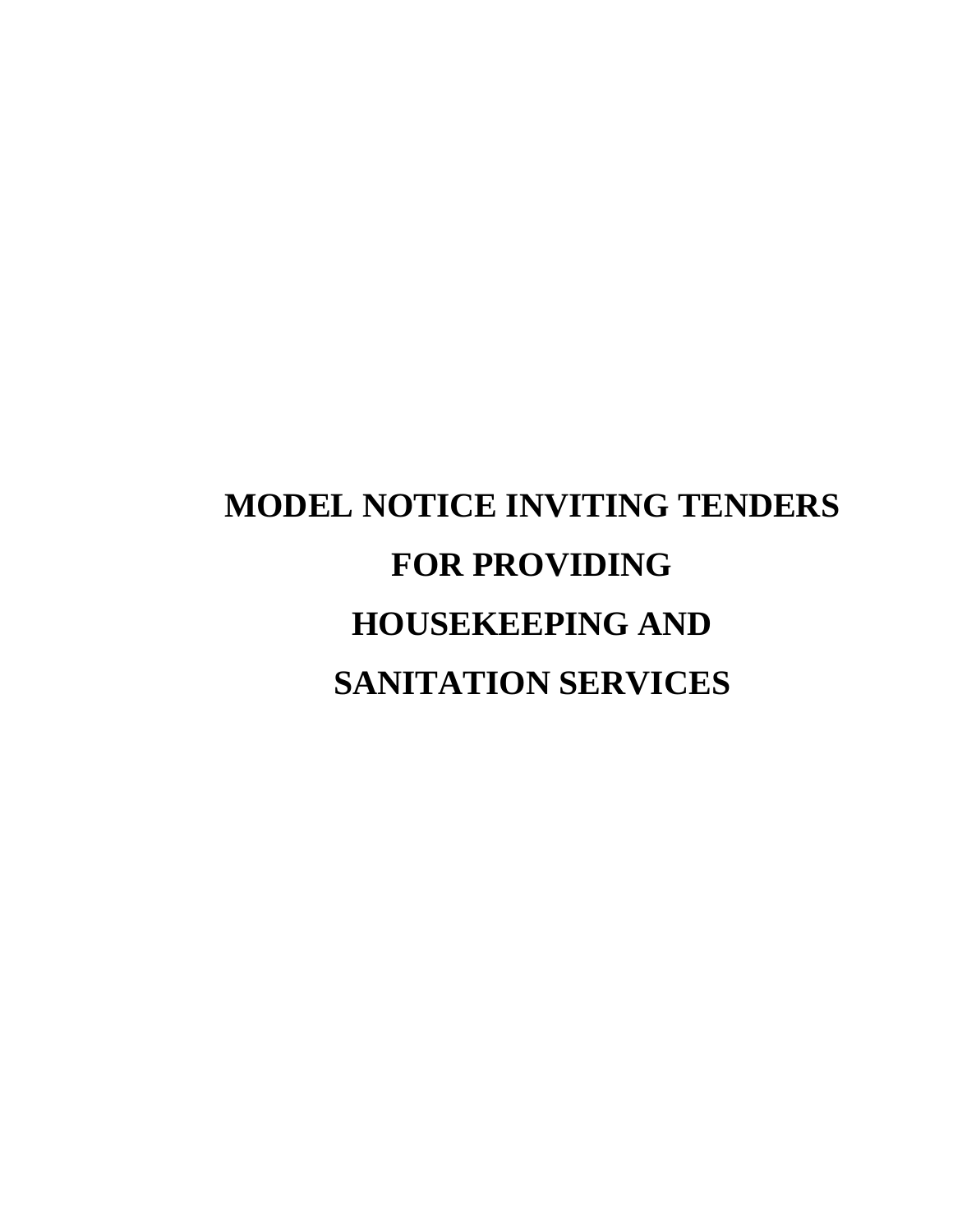# MODEL NOTICE INVITING TENDERS FOR PROVIDING HOUSEKEEPING AND SANITATION SERVICES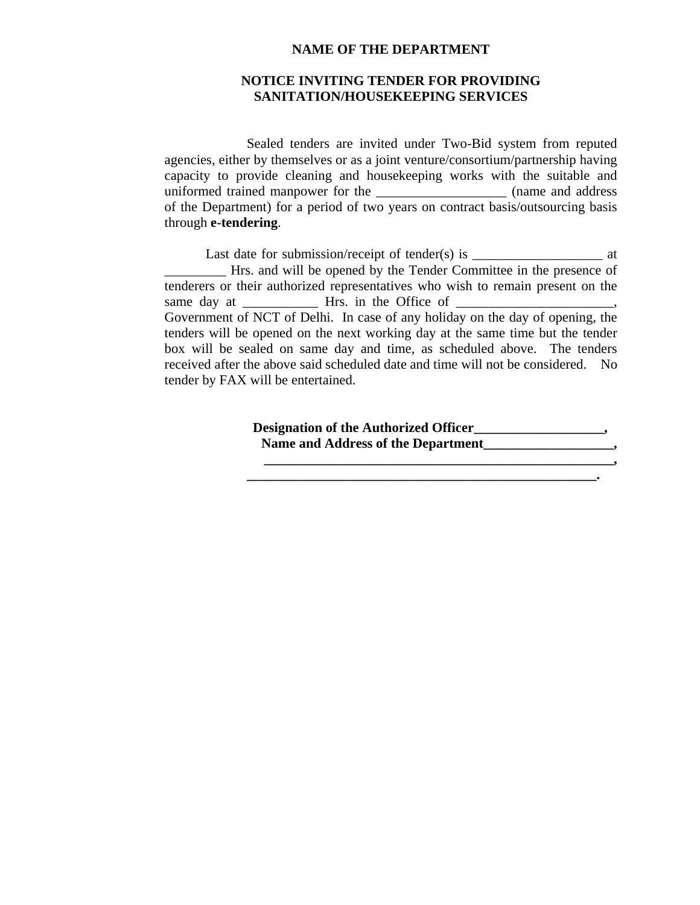**NAME OF THE DEPARTMENT**

**NOTICE INVITING TENDER FOR PROVIDING SANITATION/HOUSEKEEPING SERVICES**

Sealed tenders are invited under Two-Bid system from reputed agencies, either by themselves or as a joint venture/consortium/partnership having capacity to provide cleaning and housekeeping works with the suitable and uniformed trained manpower for the ___________________ (name and address of the Department) for a period of two years on contract basis/outsourcing basis through **e-tendering**.

Last date for submission/receipt of tender(s) is ___________________ at _________ Hrs. and will be opened by the Tender Committee in the presence of tenderers or their authorized representatives who wish to remain present on the same day at ___________ Hrs. in the Office of _______________________, Government of NCT of Delhi. In case of any holiday on the day of opening, the tenders will be opened on the next working day at the same time but the tender box will be sealed on same day and time, as scheduled above. The tenders received after the above said scheduled date and time will not be considered. No tender by FAX will be entertained.

**Designation of the Authorized Officer___________________,**
**Name and Address of the Department___________________,**
**_____________________________________________________,**
**_____________________________________________________.**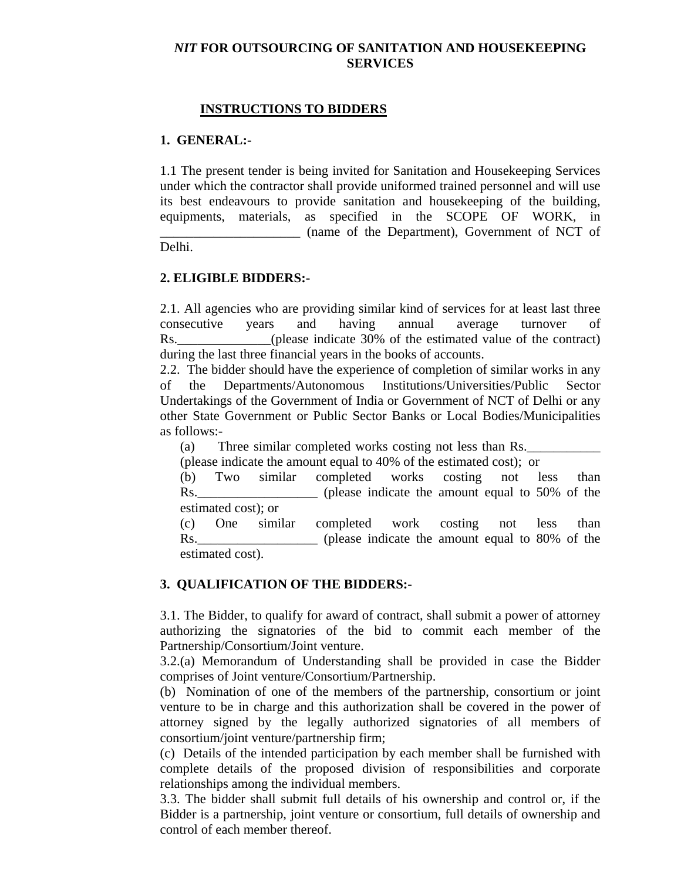# *NIT* FOR OUTSOURCING OF SANITATION AND HOUSEKEEPING SERVICES

## INSTRUCTIONS TO BIDDERS

### 1. GENERAL:-

1.1 The present tender is being invited for Sanitation and Housekeeping Services under which the contractor shall provide uniformed trained personnel and will use its best endeavours to provide sanitation and housekeeping of the building, equipments, materials, as specified in the SCOPE OF WORK, in _____________________ (name of the Department), Government of NCT of Delhi.

### 2. ELIGIBLE BIDDERS:-

2.1. All agencies who are providing similar kind of services for at least last three consecutive years and having annual average turnover of Rs.______________(please indicate 30% of the estimated value of the contract) during the last three financial years in the books of accounts.

2.2. The bidder should have the experience of completion of similar works in any of the Departments/Autonomous Institutions/Universities/Public Sector Undertakings of the Government of India or Government of NCT of Delhi or any other State Government or Public Sector Banks or Local Bodies/Municipalities as follows:-

(a) Three similar completed works costing not less than Rs.___________ (please indicate the amount equal to 40% of the estimated cost); or

(b) Two similar completed works costing not less than Rs.__________________ (please indicate the amount equal to 50% of the estimated cost); or

(c) One similar completed work costing not less than Rs.__________________ (please indicate the amount equal to 80% of the estimated cost).

### 3. QUALIFICATION OF THE BIDDERS:-

3.1. The Bidder, to qualify for award of contract, shall submit a power of attorney authorizing the signatories of the bid to commit each member of the Partnership/Consortium/Joint venture.

3.2.(a) Memorandum of Understanding shall be provided in case the Bidder comprises of Joint venture/Consortium/Partnership.

(b) Nomination of one of the members of the partnership, consortium or joint venture to be in charge and this authorization shall be covered in the power of attorney signed by the legally authorized signatories of all members of consortium/joint venture/partnership firm;

(c) Details of the intended participation by each member shall be furnished with complete details of the proposed division of responsibilities and corporate relationships among the individual members.

3.3. The bidder shall submit full details of his ownership and control or, if the Bidder is a partnership, joint venture or consortium, full details of ownership and control of each member thereof.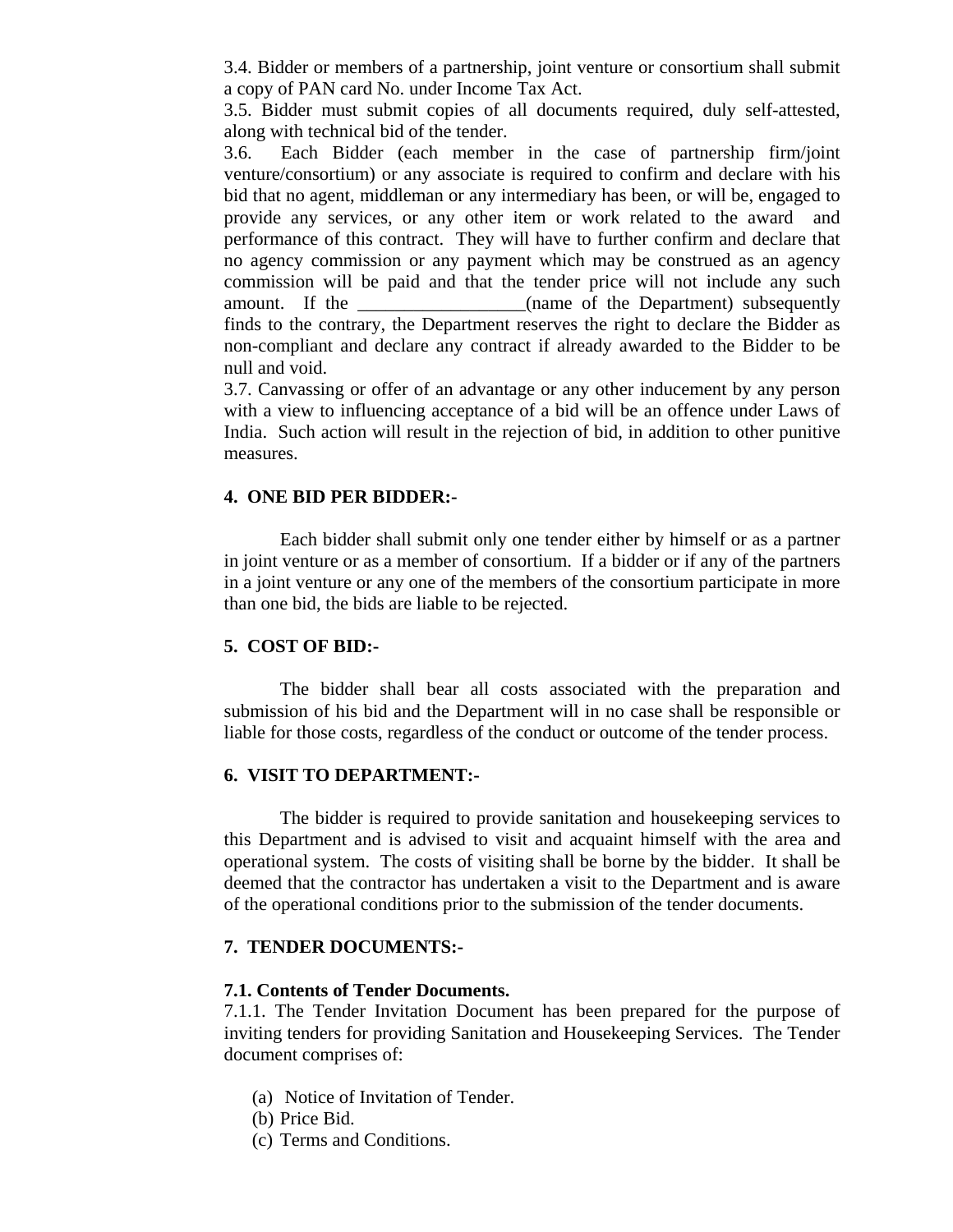3.4. Bidder or members of a partnership, joint venture or consortium shall submit a copy of PAN card No. under Income Tax Act.

3.5. Bidder must submit copies of all documents required, duly self-attested, along with technical bid of the tender.

3.6. Each Bidder (each member in the case of partnership firm/joint venture/consortium) or any associate is required to confirm and declare with his bid that no agent, middleman or any intermediary has been, or will be, engaged to provide any services, or any other item or work related to the award and performance of this contract. They will have to further confirm and declare that no agency commission or any payment which may be construed as an agency commission will be paid and that the tender price will not include any such amount. If the __________________(name of the Department) subsequently finds to the contrary, the Department reserves the right to declare the Bidder as non-compliant and declare any contract if already awarded to the Bidder to be null and void.

3.7. Canvassing or offer of an advantage or any other inducement by any person with a view to influencing acceptance of a bid will be an offence under Laws of India. Such action will result in the rejection of bid, in addition to other punitive measures.

## 4. ONE BID PER BIDDER:-

Each bidder shall submit only one tender either by himself or as a partner in joint venture or as a member of consortium. If a bidder or if any of the partners in a joint venture or any one of the members of the consortium participate in more than one bid, the bids are liable to be rejected.

## 5. COST OF BID:-

The bidder shall bear all costs associated with the preparation and submission of his bid and the Department will in no case shall be responsible or liable for those costs, regardless of the conduct or outcome of the tender process.

## 6. VISIT TO DEPARTMENT:-

The bidder is required to provide sanitation and housekeeping services to this Department and is advised to visit and acquaint himself with the area and operational system. The costs of visiting shall be borne by the bidder. It shall be deemed that the contractor has undertaken a visit to the Department and is aware of the operational conditions prior to the submission of the tender documents.

## 7. TENDER DOCUMENTS:-

### 7.1. Contents of Tender Documents.

7.1.1. The Tender Invitation Document has been prepared for the purpose of inviting tenders for providing Sanitation and Housekeeping Services. The Tender document comprises of:

(a) Notice of Invitation of Tender.
(b) Price Bid.
(c) Terms and Conditions.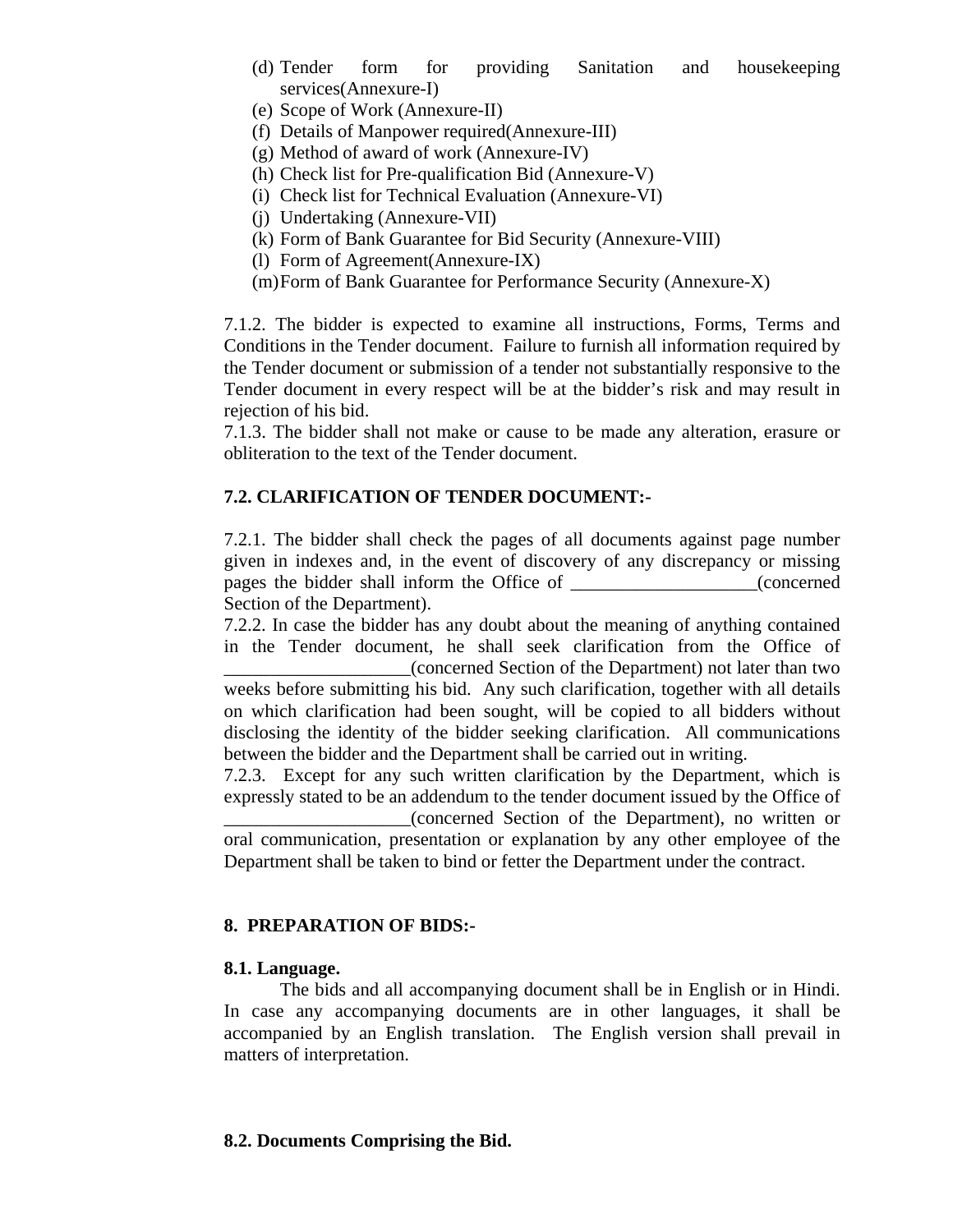(d) Tender form for providing Sanitation and housekeeping services(Annexure-I)
(e) Scope of Work (Annexure-II)
(f) Details of Manpower required(Annexure-III)
(g) Method of award of work (Annexure-IV)
(h) Check list for Pre-qualification Bid (Annexure-V)
(i) Check list for Technical Evaluation (Annexure-VI)
(j) Undertaking (Annexure-VII)
(k) Form of Bank Guarantee for Bid Security (Annexure-VIII)
(l) Form of Agreement(Annexure-IX)
(m) Form of Bank Guarantee for Performance Security (Annexure-X)

7.1.2. The bidder is expected to examine all instructions, Forms, Terms and Conditions in the Tender document. Failure to furnish all information required by the Tender document or submission of a tender not substantially responsive to the Tender document in every respect will be at the bidder's risk and may result in rejection of his bid.
7.1.3. The bidder shall not make or cause to be made any alteration, erasure or obliteration to the text of the Tender document.

**7.2. CLARIFICATION OF TENDER DOCUMENT:-**

7.2.1. The bidder shall check the pages of all documents against page number given in indexes and, in the event of discovery of any discrepancy or missing pages the bidder shall inform the Office of ___________________(concerned Section of the Department).
7.2.2. In case the bidder has any doubt about the meaning of anything contained in the Tender document, he shall seek clarification from the Office of ___________________(concerned Section of the Department) not later than two weeks before submitting his bid. Any such clarification, together with all details on which clarification had been sought, will be copied to all bidders without disclosing the identity of the bidder seeking clarification. All communications between the bidder and the Department shall be carried out in writing.
7.2.3. Except for any such written clarification by the Department, which is expressly stated to be an addendum to the tender document issued by the Office of ___________________(concerned Section of the Department), no written or oral communication, presentation or explanation by any other employee of the Department shall be taken to bind or fetter the Department under the contract.

**8. PREPARATION OF BIDS:-**

**8.1. Language.**

The bids and all accompanying document shall be in English or in Hindi. In case any accompanying documents are in other languages, it shall be accompanied by an English translation. The English version shall prevail in matters of interpretation.

**8.2. Documents Comprising the Bid.**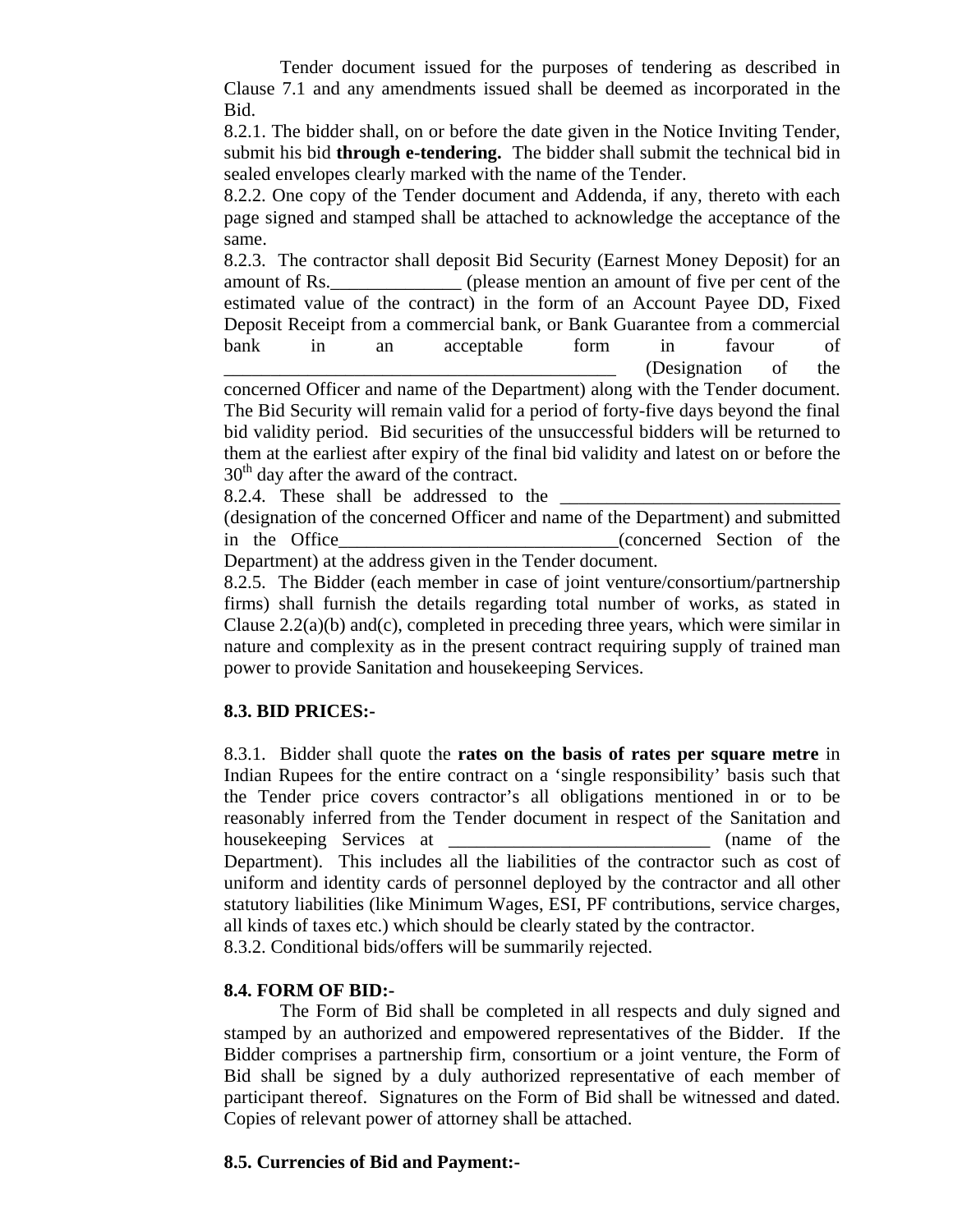Tender document issued for the purposes of tendering as described in Clause 7.1 and any amendments issued shall be deemed as incorporated in the Bid.

8.2.1. The bidder shall, on or before the date given in the Notice Inviting Tender, submit his bid **through e-tendering.** The bidder shall submit the technical bid in sealed envelopes clearly marked with the name of the Tender.

8.2.2. One copy of the Tender document and Addenda, if any, thereto with each page signed and stamped shall be attached to acknowledge the acceptance of the same.

8.2.3. The contractor shall deposit Bid Security (Earnest Money Deposit) for an amount of Rs.______________ (please mention an amount of five per cent of the estimated value of the contract) in the form of an Account Payee DD, Fixed Deposit Receipt from a commercial bank, or Bank Guarantee from a commercial bank in an acceptable form in favour of __________________________________________ (Designation of the concerned Officer and name of the Department) along with the Tender document. The Bid Security will remain valid for a period of forty-five days beyond the final bid validity period. Bid securities of the unsuccessful bidders will be returned to them at the earliest after expiry of the final bid validity and latest on or before the 30th day after the award of the contract.

8.2.4. These shall be addressed to the ______________________________ (designation of the concerned Officer and name of the Department) and submitted in the Office______________________________(concerned Section of the Department) at the address given in the Tender document.

8.2.5. The Bidder (each member in case of joint venture/consortium/partnership firms) shall furnish the details regarding total number of works, as stated in Clause 2.2(a)(b) and(c), completed in preceding three years, which were similar in nature and complexity as in the present contract requiring supply of trained man power to provide Sanitation and housekeeping Services.

**8.3. BID PRICES:-**

8.3.1. Bidder shall quote the **rates on the basis of rates per square metre** in Indian Rupees for the entire contract on a 'single responsibility' basis such that the Tender price covers contractor's all obligations mentioned in or to be reasonably inferred from the Tender document in respect of the Sanitation and housekeeping Services at ____________________________ (name of the Department). This includes all the liabilities of the contractor such as cost of uniform and identity cards of personnel deployed by the contractor and all other statutory liabilities (like Minimum Wages, ESI, PF contributions, service charges, all kinds of taxes etc.) which should be clearly stated by the contractor.

8.3.2. Conditional bids/offers will be summarily rejected.

**8.4. FORM OF BID:-**

The Form of Bid shall be completed in all respects and duly signed and stamped by an authorized and empowered representatives of the Bidder. If the Bidder comprises a partnership firm, consortium or a joint venture, the Form of Bid shall be signed by a duly authorized representative of each member of participant thereof. Signatures on the Form of Bid shall be witnessed and dated. Copies of relevant power of attorney shall be attached.

**8.5. Currencies of Bid and Payment:-**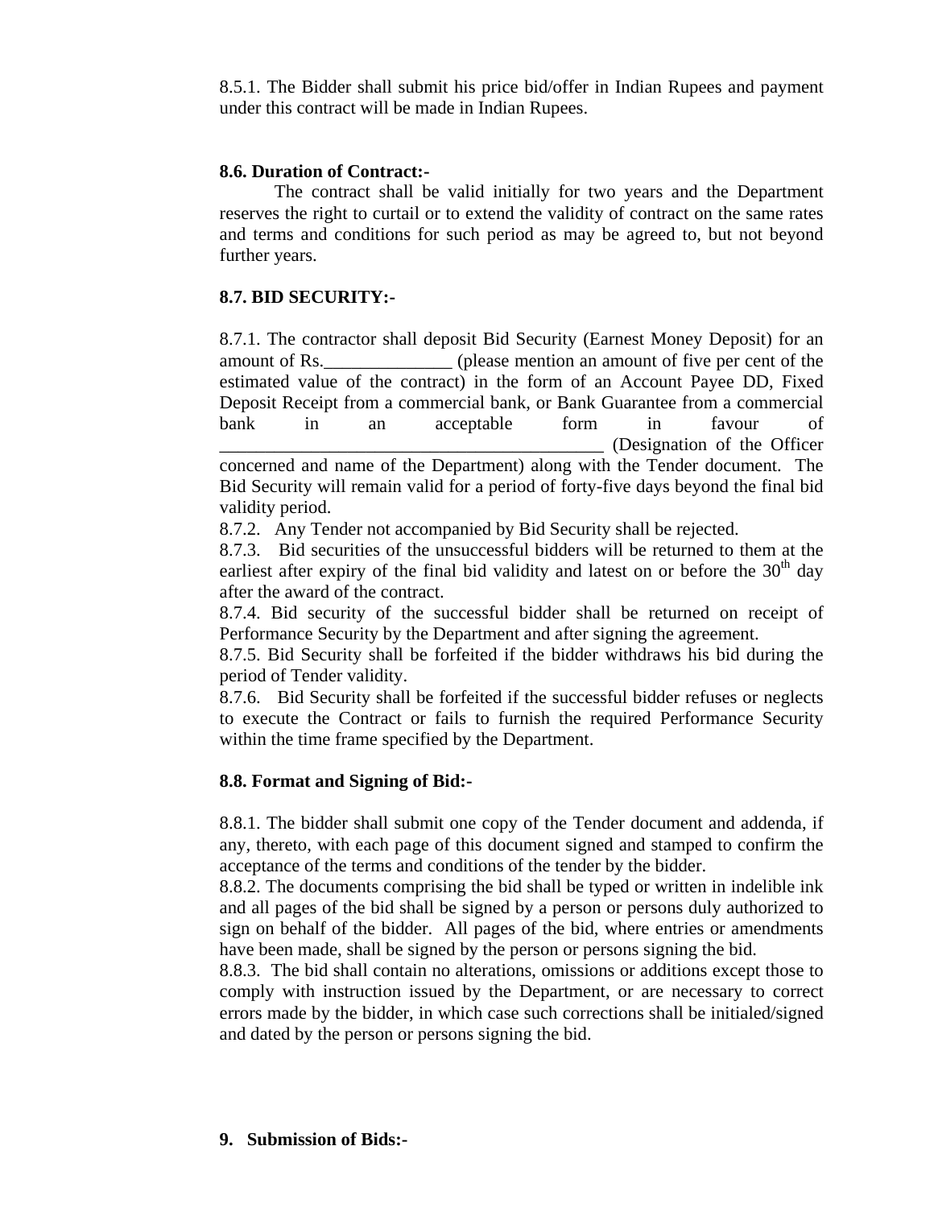8.5.1. The Bidder shall submit his price bid/offer in Indian Rupees and payment under this contract will be made in Indian Rupees.

**8.6. Duration of Contract:-**

The contract shall be valid initially for two years and the Department reserves the right to curtail or to extend the validity of contract on the same rates and terms and conditions for such period as may be agreed to, but not beyond further years.

**8.7. BID SECURITY:-**

8.7.1. The contractor shall deposit Bid Security (Earnest Money Deposit) for an amount of Rs.______________ (please mention an amount of five per cent of the estimated value of the contract) in the form of an Account Payee DD, Fixed Deposit Receipt from a commercial bank, or Bank Guarantee from a commercial bank in an acceptable form in favour of ___________________________________________ (Designation of the Officer concerned and name of the Department) along with the Tender document. The Bid Security will remain valid for a period of forty-five days beyond the final bid validity period.

8.7.2. Any Tender not accompanied by Bid Security shall be rejected.

8.7.3. Bid securities of the unsuccessful bidders will be returned to them at the earliest after expiry of the final bid validity and latest on or before the 30th day after the award of the contract.

8.7.4. Bid security of the successful bidder shall be returned on receipt of Performance Security by the Department and after signing the agreement.

8.7.5. Bid Security shall be forfeited if the bidder withdraws his bid during the period of Tender validity.

8.7.6. Bid Security shall be forfeited if the successful bidder refuses or neglects to execute the Contract or fails to furnish the required Performance Security within the time frame specified by the Department.

**8.8. Format and Signing of Bid:-**

8.8.1. The bidder shall submit one copy of the Tender document and addenda, if any, thereto, with each page of this document signed and stamped to confirm the acceptance of the terms and conditions of the tender by the bidder.

8.8.2. The documents comprising the bid shall be typed or written in indelible ink and all pages of the bid shall be signed by a person or persons duly authorized to sign on behalf of the bidder. All pages of the bid, where entries or amendments have been made, shall be signed by the person or persons signing the bid.

8.8.3. The bid shall contain no alterations, omissions or additions except those to comply with instruction issued by the Department, or are necessary to correct errors made by the bidder, in which case such corrections shall be initialed/signed and dated by the person or persons signing the bid.

**9. Submission of Bids:-**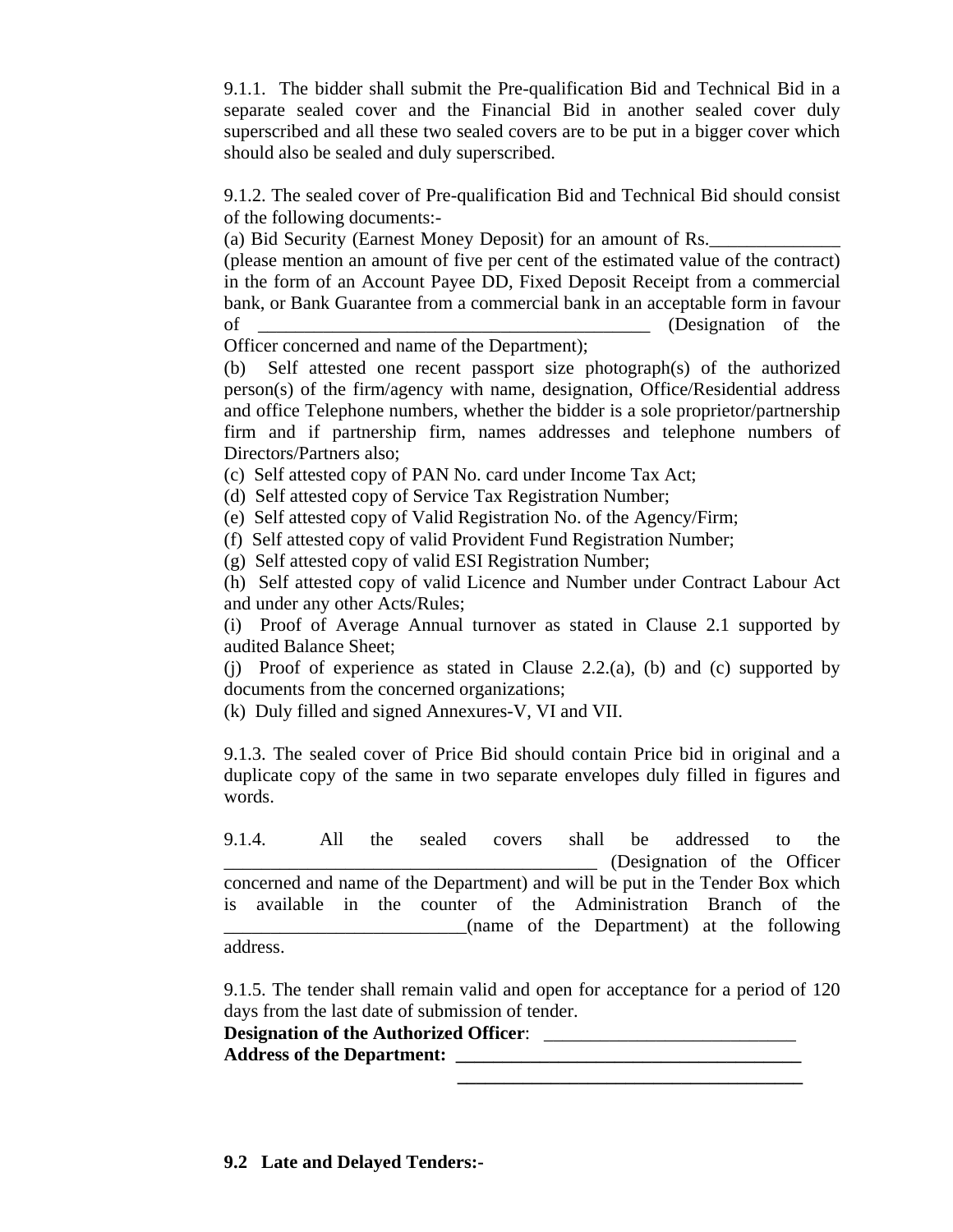9.1.1. The bidder shall submit the Pre-qualification Bid and Technical Bid in a separate sealed cover and the Financial Bid in another sealed cover duly superscribed and all these two sealed covers are to be put in a bigger cover which should also be sealed and duly superscribed.

9.1.2. The sealed cover of Pre-qualification Bid and Technical Bid should consist of the following documents:-

(a) Bid Security (Earnest Money Deposit) for an amount of Rs.______________ (please mention an amount of five per cent of the estimated value of the contract) in the form of an Account Payee DD, Fixed Deposit Receipt from a commercial bank, or Bank Guarantee from a commercial bank in an acceptable form in favour of ____________________________________________ (Designation of the Officer concerned and name of the Department);

(b) Self attested one recent passport size photograph(s) of the authorized person(s) of the firm/agency with name, designation, Office/Residential address and office Telephone numbers, whether the bidder is a sole proprietor/partnership firm and if partnership firm, names addresses and telephone numbers of Directors/Partners also;

(c) Self attested copy of PAN No. card under Income Tax Act;

(d) Self attested copy of Service Tax Registration Number;

(e) Self attested copy of Valid Registration No. of the Agency/Firm;

(f) Self attested copy of valid Provident Fund Registration Number;

(g) Self attested copy of valid ESI Registration Number;

(h) Self attested copy of valid Licence and Number under Contract Labour Act and under any other Acts/Rules;

(i) Proof of Average Annual turnover as stated in Clause 2.1 supported by audited Balance Sheet;

(j) Proof of experience as stated in Clause 2.2.(a), (b) and (c) supported by documents from the concerned organizations;

(k) Duly filled and signed Annexures-V, VI and VII.

9.1.3. The sealed cover of Price Bid should contain Price bid in original and a duplicate copy of the same in two separate envelopes duly filled in figures and words.

9.1.4. All the sealed covers shall be addressed to the ________________________________________ (Designation of the Officer concerned and name of the Department) and will be put in the Tender Box which is available in the counter of the Administration Branch of the __________________________(name of the Department) at the following address.

9.1.5. The tender shall remain valid and open for acceptance for a period of 120 days from the last date of submission of tender.

**Designation of the Authorized Officer**: ___________________________

**Address of the Department: ______________________________________**

**______________________________________**

**9.2 Late and Delayed Tenders:-**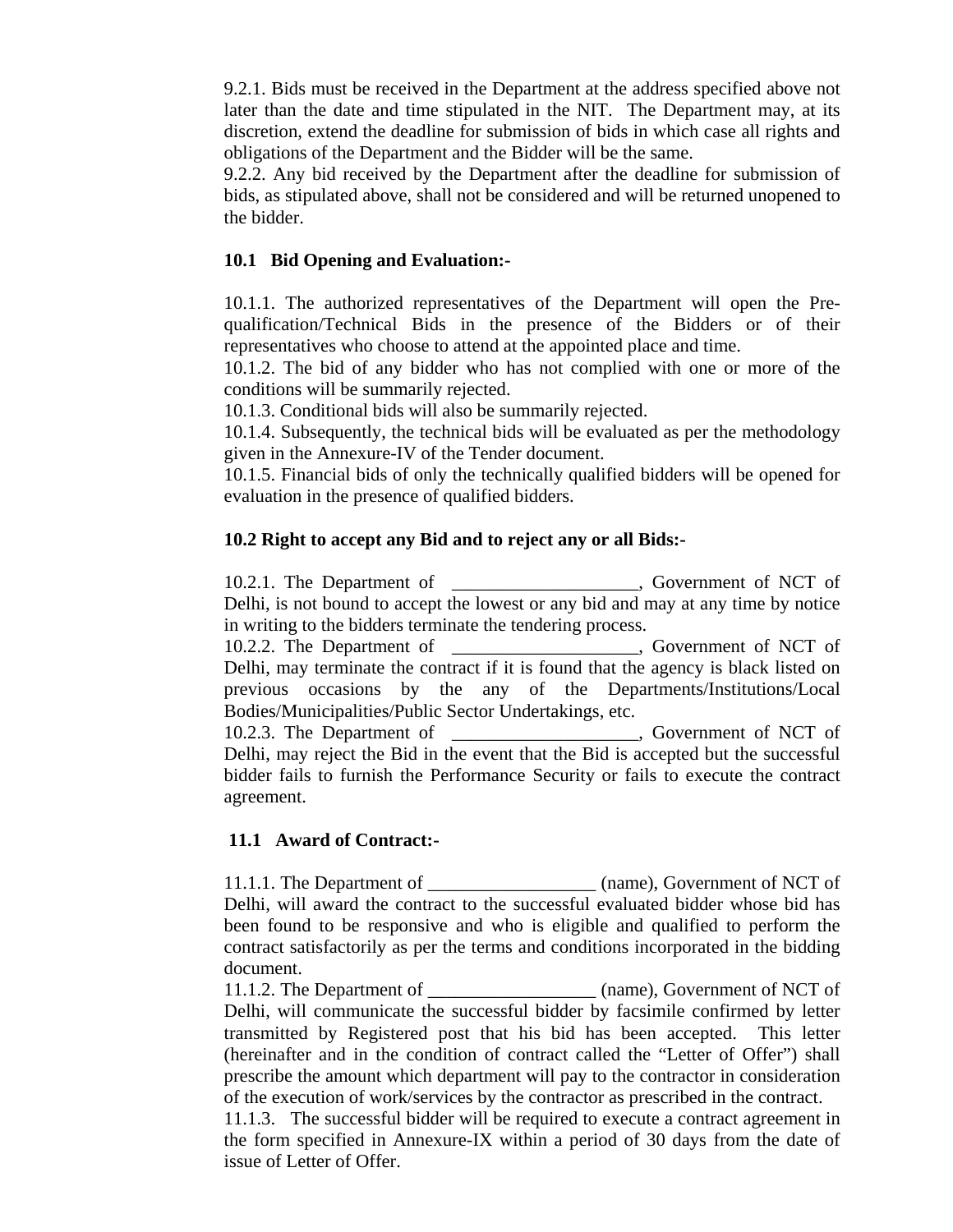9.2.1. Bids must be received in the Department at the address specified above not later than the date and time stipulated in the NIT. The Department may, at its discretion, extend the deadline for submission of bids in which case all rights and obligations of the Department and the Bidder will be the same.

9.2.2. Any bid received by the Department after the deadline for submission of bids, as stipulated above, shall not be considered and will be returned unopened to the bidder.

**10.1 Bid Opening and Evaluation:-**

10.1.1. The authorized representatives of the Department will open the Pre-qualification/Technical Bids in the presence of the Bidders or of their representatives who choose to attend at the appointed place and time.

10.1.2. The bid of any bidder who has not complied with one or more of the conditions will be summarily rejected.

10.1.3. Conditional bids will also be summarily rejected.

10.1.4. Subsequently, the technical bids will be evaluated as per the methodology given in the Annexure-IV of the Tender document.

10.1.5. Financial bids of only the technically qualified bidders will be opened for evaluation in the presence of qualified bidders.

**10.2 Right to accept any Bid and to reject any or all Bids:-**

10.2.1. The Department of ____________________, Government of NCT of Delhi, is not bound to accept the lowest or any bid and may at any time by notice in writing to the bidders terminate the tendering process.

10.2.2. The Department of ____________________, Government of NCT of Delhi, may terminate the contract if it is found that the agency is black listed on previous occasions by the any of the Departments/Institutions/Local Bodies/Municipalities/Public Sector Undertakings, etc.

10.2.3. The Department of ____________________, Government of NCT of Delhi, may reject the Bid in the event that the Bid is accepted but the successful bidder fails to furnish the Performance Security or fails to execute the contract agreement.

**11.1 Award of Contract:-**

11.1.1. The Department of __________________ (name), Government of NCT of Delhi, will award the contract to the successful evaluated bidder whose bid has been found to be responsive and who is eligible and qualified to perform the contract satisfactorily as per the terms and conditions incorporated in the bidding document.

11.1.2. The Department of __________________ (name), Government of NCT of Delhi, will communicate the successful bidder by facsimile confirmed by letter transmitted by Registered post that his bid has been accepted. This letter (hereinafter and in the condition of contract called the "Letter of Offer") shall prescribe the amount which department will pay to the contractor in consideration of the execution of work/services by the contractor as prescribed in the contract.

11.1.3. The successful bidder will be required to execute a contract agreement in the form specified in Annexure-IX within a period of 30 days from the date of issue of Letter of Offer.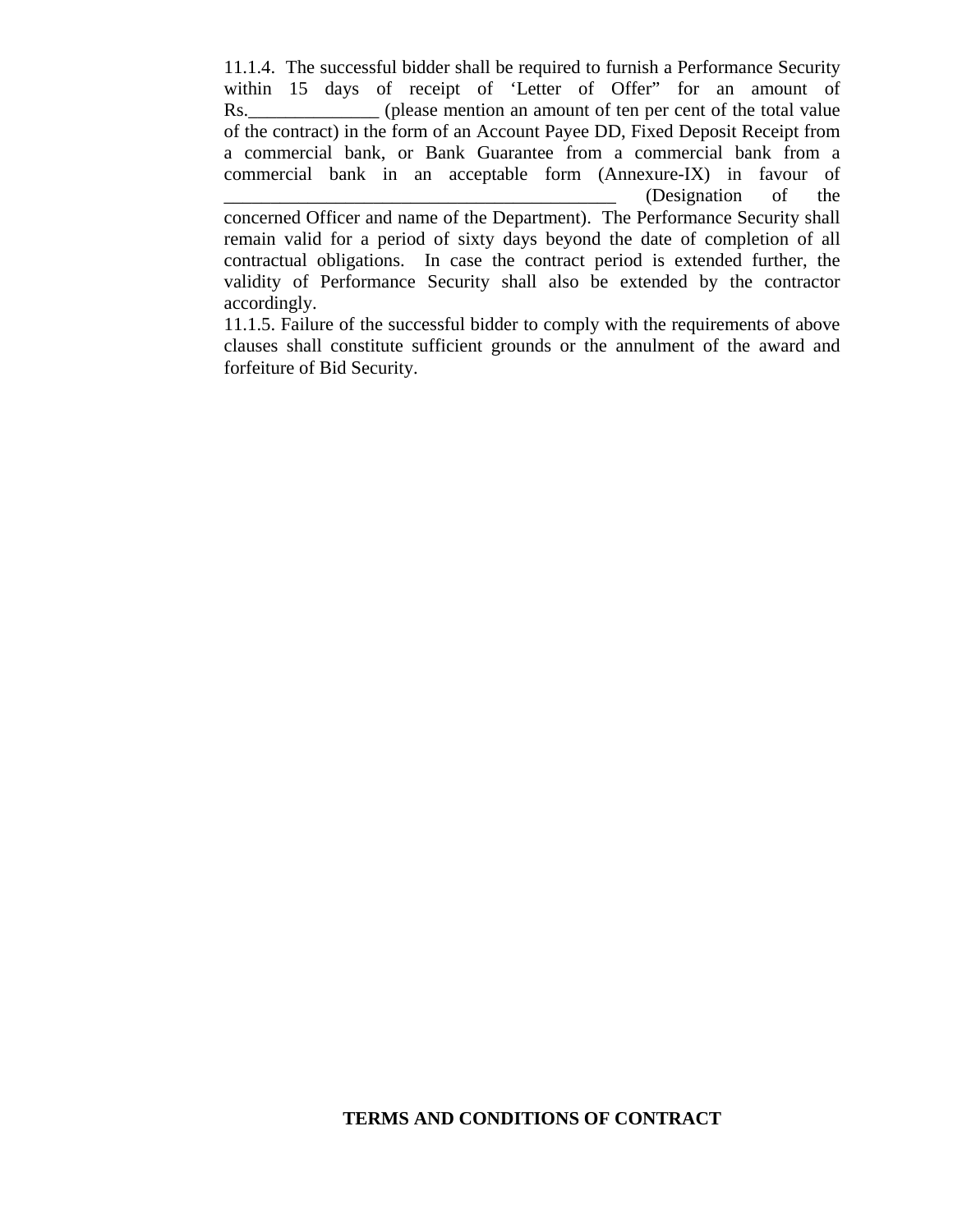11.1.4. The successful bidder shall be required to furnish a Performance Security within 15 days of receipt of 'Letter of Offer" for an amount of Rs.______________ (please mention an amount of ten per cent of the total value of the contract) in the form of an Account Payee DD, Fixed Deposit Receipt from a commercial bank, or Bank Guarantee from a commercial bank from a commercial bank in an acceptable form (Annexure-IX) in favour of __________________________________________ (Designation of the concerned Officer and name of the Department). The Performance Security shall remain valid for a period of sixty days beyond the date of completion of all contractual obligations. In case the contract period is extended further, the validity of Performance Security shall also be extended by the contractor accordingly.

11.1.5. Failure of the successful bidder to comply with the requirements of above clauses shall constitute sufficient grounds or the annulment of the award and forfeiture of Bid Security.

**TERMS AND CONDITIONS OF CONTRACT**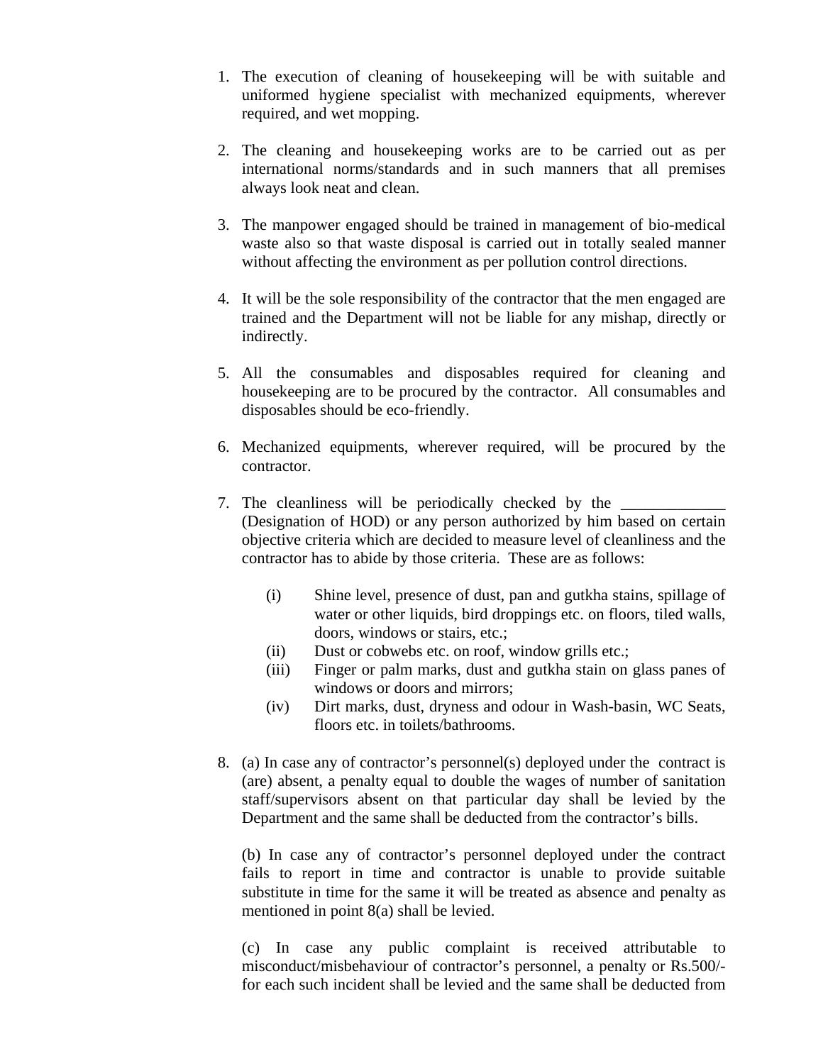1. The execution of cleaning of housekeeping will be with suitable and uniformed hygiene specialist with mechanized equipments, wherever required, and wet mopping.

2. The cleaning and housekeeping works are to be carried out as per international norms/standards and in such manners that all premises always look neat and clean.

3. The manpower engaged should be trained in management of bio-medical waste also so that waste disposal is carried out in totally sealed manner without affecting the environment as per pollution control directions.

4. It will be the sole responsibility of the contractor that the men engaged are trained and the Department will not be liable for any mishap, directly or indirectly.

5. All the consumables and disposables required for cleaning and housekeeping are to be procured by the contractor. All consumables and disposables should be eco-friendly.

6. Mechanized equipments, wherever required, will be procured by the contractor.

7. The cleanliness will be periodically checked by the _____________ (Designation of HOD) or any person authorized by him based on certain objective criteria which are decided to measure level of cleanliness and the contractor has to abide by those criteria. These are as follows:

   (i) Shine level, presence of dust, pan and gutkha stains, spillage of water or other liquids, bird droppings etc. on floors, tiled walls, doors, windows or stairs, etc.;
   
   (ii) Dust or cobwebs etc. on roof, window grills etc.;
   
   (iii) Finger or palm marks, dust and gutkha stain on glass panes of windows or doors and mirrors;
   
   (iv) Dirt marks, dust, dryness and odour in Wash-basin, WC Seats, floors etc. in toilets/bathrooms.

8. (a) In case any of contractor's personnel(s) deployed under the contract is (are) absent, a penalty equal to double the wages of number of sanitation staff/supervisors absent on that particular day shall be levied by the Department and the same shall be deducted from the contractor's bills.

   (b) In case any of contractor's personnel deployed under the contract fails to report in time and contractor is unable to provide suitable substitute in time for the same it will be treated as absence and penalty as mentioned in point 8(a) shall be levied.

   (c) In case any public complaint is received attributable to misconduct/misbehaviour of contractor's personnel, a penalty or Rs.500/- for each such incident shall be levied and the same shall be deducted from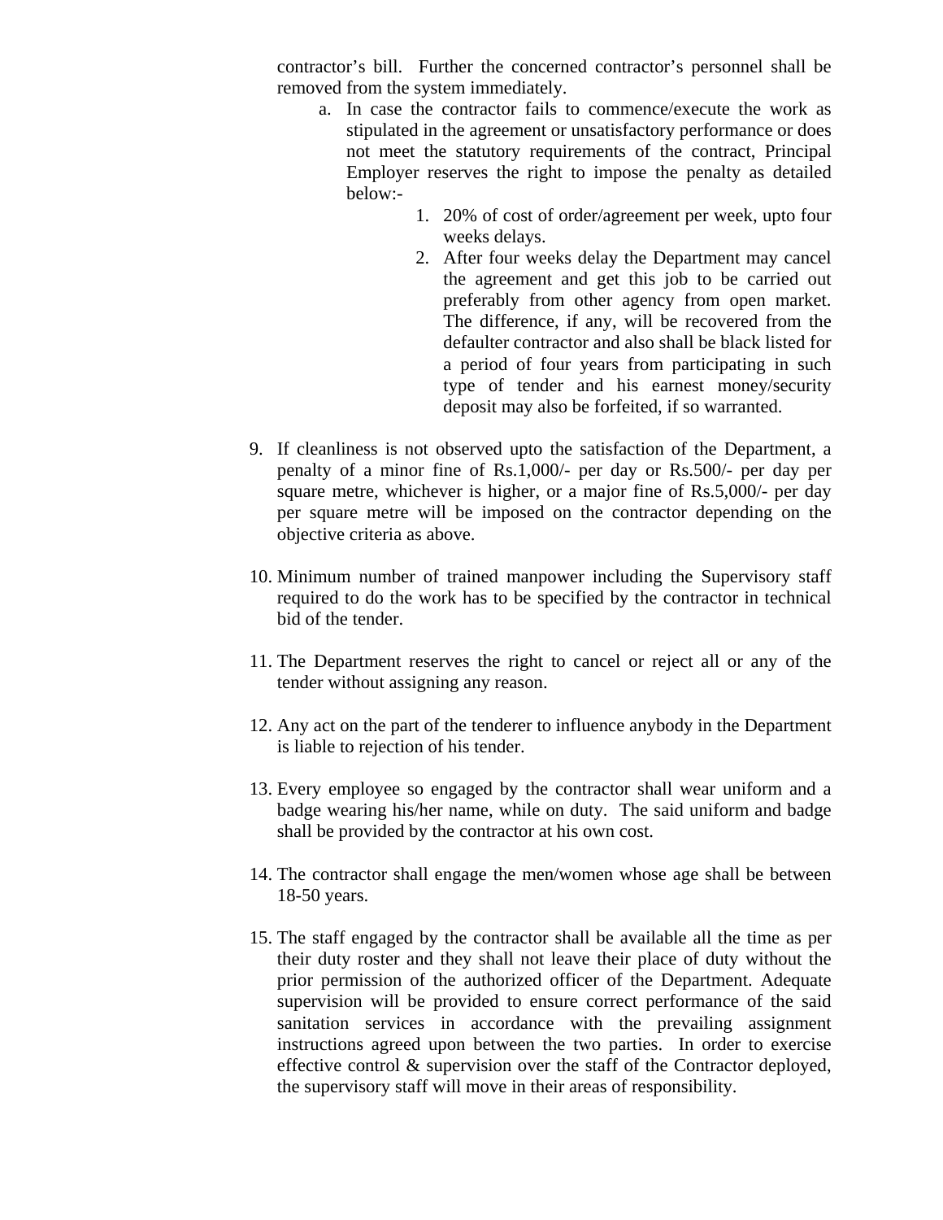contractor's bill. Further the concerned contractor's personnel shall be removed from the system immediately.

a. In case the contractor fails to commence/execute the work as stipulated in the agreement or unsatisfactory performance or does not meet the statutory requirements of the contract, Principal Employer reserves the right to impose the penalty as detailed below:-

    1. 20% of cost of order/agreement per week, upto four weeks delays.
    2. After four weeks delay the Department may cancel the agreement and get this job to be carried out preferably from other agency from open market. The difference, if any, will be recovered from the defaulter contractor and also shall be black listed for a period of four years from participating in such type of tender and his earnest money/security deposit may also be forfeited, if so warranted.

9. If cleanliness is not observed upto the satisfaction of the Department, a penalty of a minor fine of Rs.1,000/- per day or Rs.500/- per day per square metre, whichever is higher, or a major fine of Rs.5,000/- per day per square metre will be imposed on the contractor depending on the objective criteria as above.

10. Minimum number of trained manpower including the Supervisory staff required to do the work has to be specified by the contractor in technical bid of the tender.

11. The Department reserves the right to cancel or reject all or any of the tender without assigning any reason.

12. Any act on the part of the tenderer to influence anybody in the Department is liable to rejection of his tender.

13. Every employee so engaged by the contractor shall wear uniform and a badge wearing his/her name, while on duty. The said uniform and badge shall be provided by the contractor at his own cost.

14. The contractor shall engage the men/women whose age shall be between 18-50 years.

15. The staff engaged by the contractor shall be available all the time as per their duty roster and they shall not leave their place of duty without the prior permission of the authorized officer of the Department. Adequate supervision will be provided to ensure correct performance of the said sanitation services in accordance with the prevailing assignment instructions agreed upon between the two parties. In order to exercise effective control & supervision over the staff of the Contractor deployed, the supervisory staff will move in their areas of responsibility.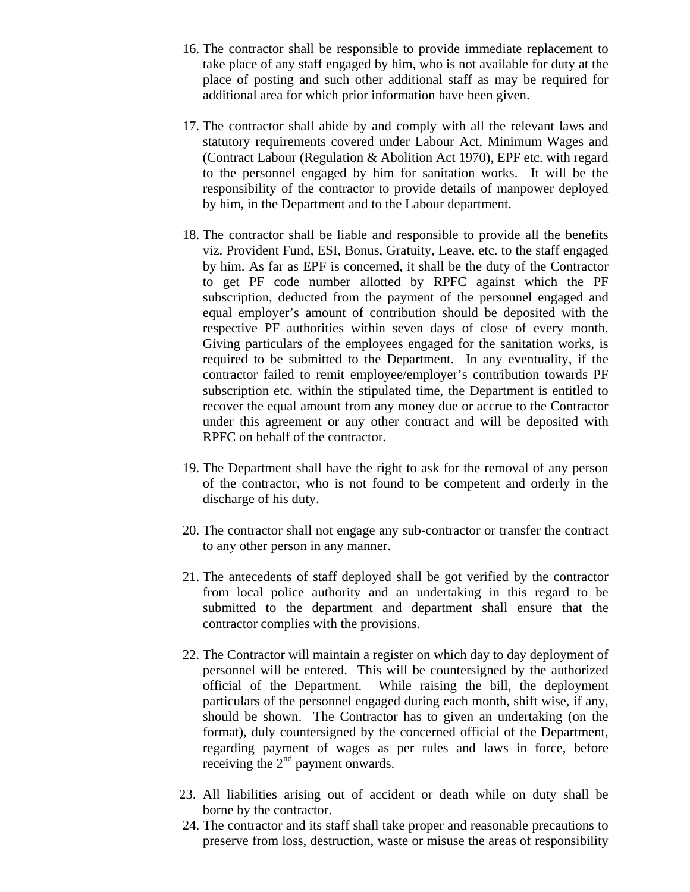16. The contractor shall be responsible to provide immediate replacement to take place of any staff engaged by him, who is not available for duty at the place of posting and such other additional staff as may be required for additional area for which prior information have been given.

17. The contractor shall abide by and comply with all the relevant laws and statutory requirements covered under Labour Act, Minimum Wages and (Contract Labour (Regulation & Abolition Act 1970), EPF etc. with regard to the personnel engaged by him for sanitation works. It will be the responsibility of the contractor to provide details of manpower deployed by him, in the Department and to the Labour department.

18. The contractor shall be liable and responsible to provide all the benefits viz. Provident Fund, ESI, Bonus, Gratuity, Leave, etc. to the staff engaged by him. As far as EPF is concerned, it shall be the duty of the Contractor to get PF code number allotted by RPFC against which the PF subscription, deducted from the payment of the personnel engaged and equal employer's amount of contribution should be deposited with the respective PF authorities within seven days of close of every month. Giving particulars of the employees engaged for the sanitation works, is required to be submitted to the Department. In any eventuality, if the contractor failed to remit employee/employer's contribution towards PF subscription etc. within the stipulated time, the Department is entitled to recover the equal amount from any money due or accrue to the Contractor under this agreement or any other contract and will be deposited with RPFC on behalf of the contractor.

19. The Department shall have the right to ask for the removal of any person of the contractor, who is not found to be competent and orderly in the discharge of his duty.

20. The contractor shall not engage any sub-contractor or transfer the contract to any other person in any manner.

21. The antecedents of staff deployed shall be got verified by the contractor from local police authority and an undertaking in this regard to be submitted to the department and department shall ensure that the contractor complies with the provisions.

22. The Contractor will maintain a register on which day to day deployment of personnel will be entered. This will be countersigned by the authorized official of the Department. While raising the bill, the deployment particulars of the personnel engaged during each month, shift wise, if any, should be shown. The Contractor has to given an undertaking (on the format), duly countersigned by the concerned official of the Department, regarding payment of wages as per rules and laws in force, before receiving the 2nd payment onwards.

23. All liabilities arising out of accident or death while on duty shall be borne by the contractor.

24. The contractor and its staff shall take proper and reasonable precautions to preserve from loss, destruction, waste or misuse the areas of responsibility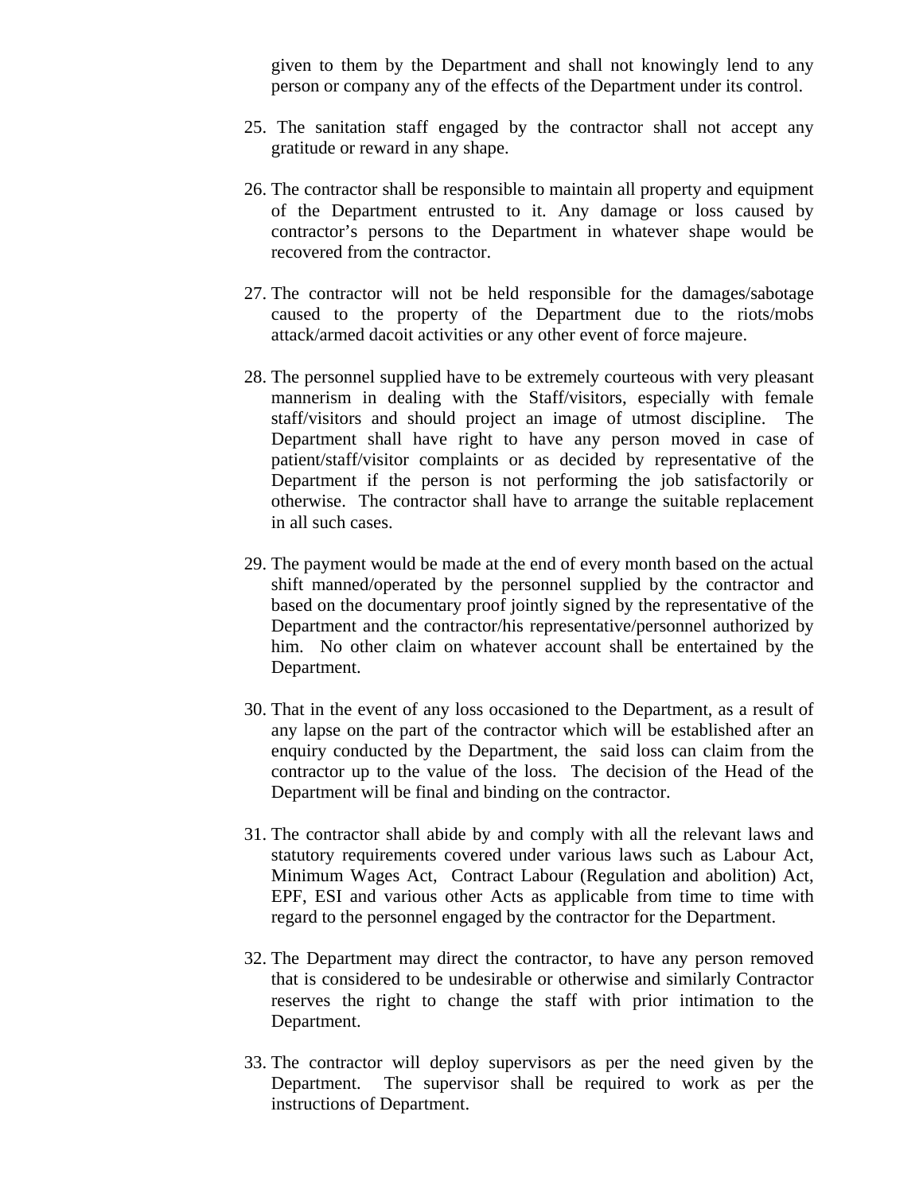given to them by the Department and shall not knowingly lend to any person or company any of the effects of the Department under its control.

25. The sanitation staff engaged by the contractor shall not accept any gratitude or reward in any shape.

26. The contractor shall be responsible to maintain all property and equipment of the Department entrusted to it. Any damage or loss caused by contractor's persons to the Department in whatever shape would be recovered from the contractor.

27. The contractor will not be held responsible for the damages/sabotage caused to the property of the Department due to the riots/mobs attack/armed dacoit activities or any other event of force majeure.

28. The personnel supplied have to be extremely courteous with very pleasant mannerism in dealing with the Staff/visitors, especially with female staff/visitors and should project an image of utmost discipline. The Department shall have right to have any person moved in case of patient/staff/visitor complaints or as decided by representative of the Department if the person is not performing the job satisfactorily or otherwise. The contractor shall have to arrange the suitable replacement in all such cases.

29. The payment would be made at the end of every month based on the actual shift manned/operated by the personnel supplied by the contractor and based on the documentary proof jointly signed by the representative of the Department and the contractor/his representative/personnel authorized by him. No other claim on whatever account shall be entertained by the Department.

30. That in the event of any loss occasioned to the Department, as a result of any lapse on the part of the contractor which will be established after an enquiry conducted by the Department, the said loss can claim from the contractor up to the value of the loss. The decision of the Head of the Department will be final and binding on the contractor.

31. The contractor shall abide by and comply with all the relevant laws and statutory requirements covered under various laws such as Labour Act, Minimum Wages Act, Contract Labour (Regulation and abolition) Act, EPF, ESI and various other Acts as applicable from time to time with regard to the personnel engaged by the contractor for the Department.

32. The Department may direct the contractor, to have any person removed that is considered to be undesirable or otherwise and similarly Contractor reserves the right to change the staff with prior intimation to the Department.

33. The contractor will deploy supervisors as per the need given by the Department. The supervisor shall be required to work as per the instructions of Department.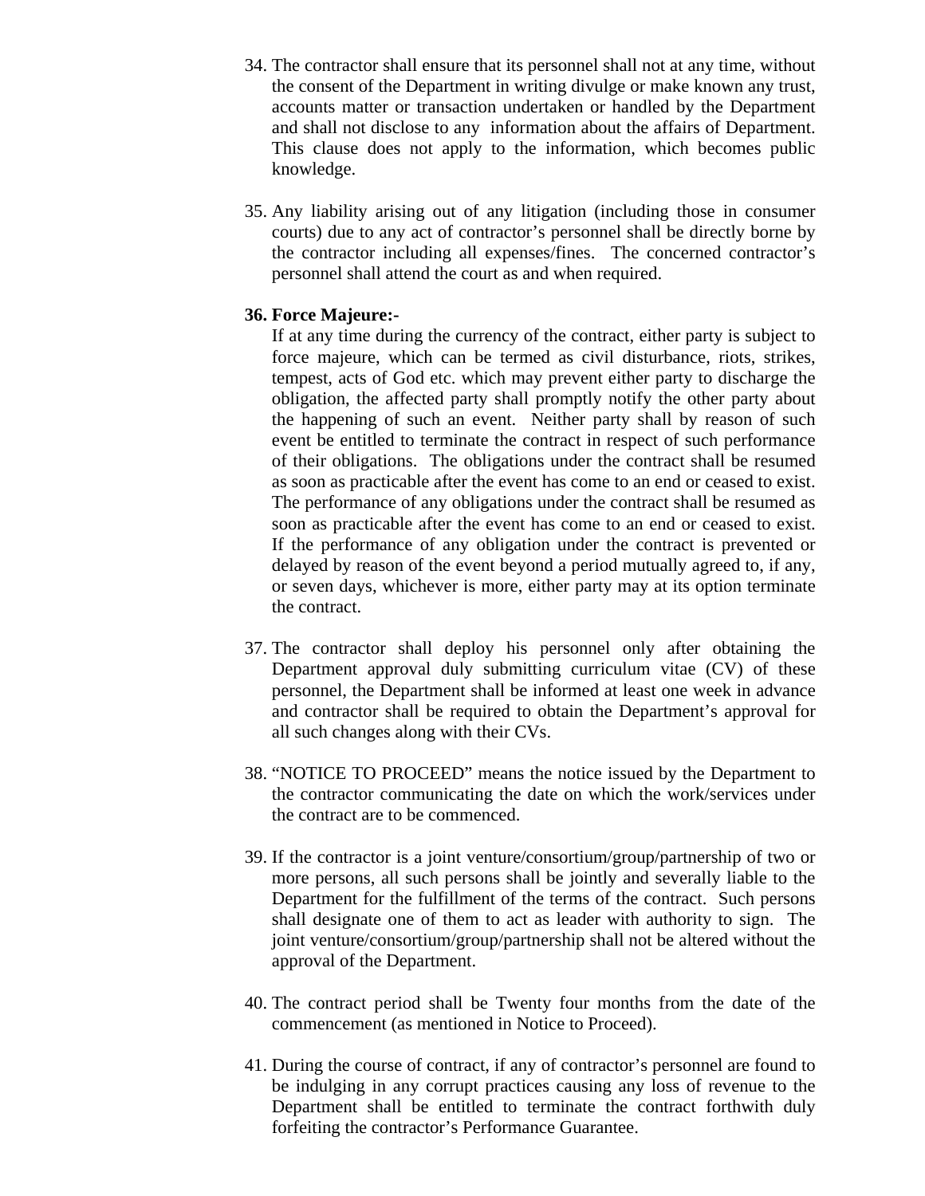34. The contractor shall ensure that its personnel shall not at any time, without the consent of the Department in writing divulge or make known any trust, accounts matter or transaction undertaken or handled by the Department and shall not disclose to any information about the affairs of Department. This clause does not apply to the information, which becomes public knowledge.

35. Any liability arising out of any litigation (including those in consumer courts) due to any act of contractor's personnel shall be directly borne by the contractor including all expenses/fines. The concerned contractor's personnel shall attend the court as and when required.

36. **Force Majeure:-**
    If at any time during the currency of the contract, either party is subject to force majeure, which can be termed as civil disturbance, riots, strikes, tempest, acts of God etc. which may prevent either party to discharge the obligation, the affected party shall promptly notify the other party about the happening of such an event. Neither party shall by reason of such event be entitled to terminate the contract in respect of such performance of their obligations. The obligations under the contract shall be resumed as soon as practicable after the event has come to an end or ceased to exist. The performance of any obligations under the contract shall be resumed as soon as practicable after the event has come to an end or ceased to exist. If the performance of any obligation under the contract is prevented or delayed by reason of the event beyond a period mutually agreed to, if any, or seven days, whichever is more, either party may at its option terminate the contract.

37. The contractor shall deploy his personnel only after obtaining the Department approval duly submitting curriculum vitae (CV) of these personnel, the Department shall be informed at least one week in advance and contractor shall be required to obtain the Department's approval for all such changes along with their CVs.

38. "NOTICE TO PROCEED" means the notice issued by the Department to the contractor communicating the date on which the work/services under the contract are to be commenced.

39. If the contractor is a joint venture/consortium/group/partnership of two or more persons, all such persons shall be jointly and severally liable to the Department for the fulfillment of the terms of the contract. Such persons shall designate one of them to act as leader with authority to sign. The joint venture/consortium/group/partnership shall not be altered without the approval of the Department.

40. The contract period shall be Twenty four months from the date of the commencement (as mentioned in Notice to Proceed).

41. During the course of contract, if any of contractor's personnel are found to be indulging in any corrupt practices causing any loss of revenue to the Department shall be entitled to terminate the contract forthwith duly forfeiting the contractor's Performance Guarantee.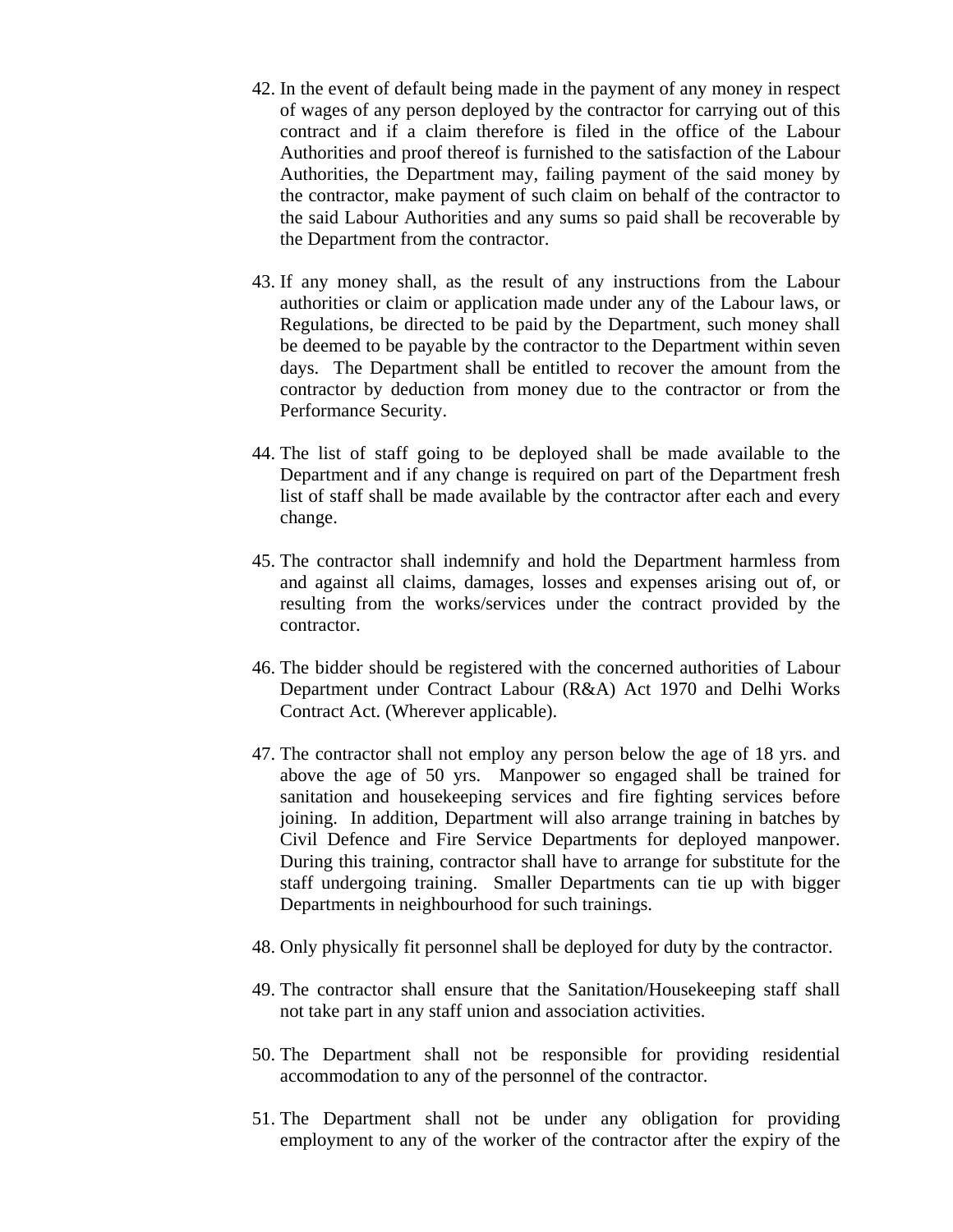42. In the event of default being made in the payment of any money in respect of wages of any person deployed by the contractor for carrying out of this contract and if a claim therefore is filed in the office of the Labour Authorities and proof thereof is furnished to the satisfaction of the Labour Authorities, the Department may, failing payment of the said money by the contractor, make payment of such claim on behalf of the contractor to the said Labour Authorities and any sums so paid shall be recoverable by the Department from the contractor.

43. If any money shall, as the result of any instructions from the Labour authorities or claim or application made under any of the Labour laws, or Regulations, be directed to be paid by the Department, such money shall be deemed to be payable by the contractor to the Department within seven days. The Department shall be entitled to recover the amount from the contractor by deduction from money due to the contractor or from the Performance Security.

44. The list of staff going to be deployed shall be made available to the Department and if any change is required on part of the Department fresh list of staff shall be made available by the contractor after each and every change.

45. The contractor shall indemnify and hold the Department harmless from and against all claims, damages, losses and expenses arising out of, or resulting from the works/services under the contract provided by the contractor.

46. The bidder should be registered with the concerned authorities of Labour Department under Contract Labour (R&A) Act 1970 and Delhi Works Contract Act. (Wherever applicable).

47. The contractor shall not employ any person below the age of 18 yrs. and above the age of 50 yrs. Manpower so engaged shall be trained for sanitation and housekeeping services and fire fighting services before joining. In addition, Department will also arrange training in batches by Civil Defence and Fire Service Departments for deployed manpower. During this training, contractor shall have to arrange for substitute for the staff undergoing training. Smaller Departments can tie up with bigger Departments in neighbourhood for such trainings.

48. Only physically fit personnel shall be deployed for duty by the contractor.

49. The contractor shall ensure that the Sanitation/Housekeeping staff shall not take part in any staff union and association activities.

50. The Department shall not be responsible for providing residential accommodation to any of the personnel of the contractor.

51. The Department shall not be under any obligation for providing employment to any of the worker of the contractor after the expiry of the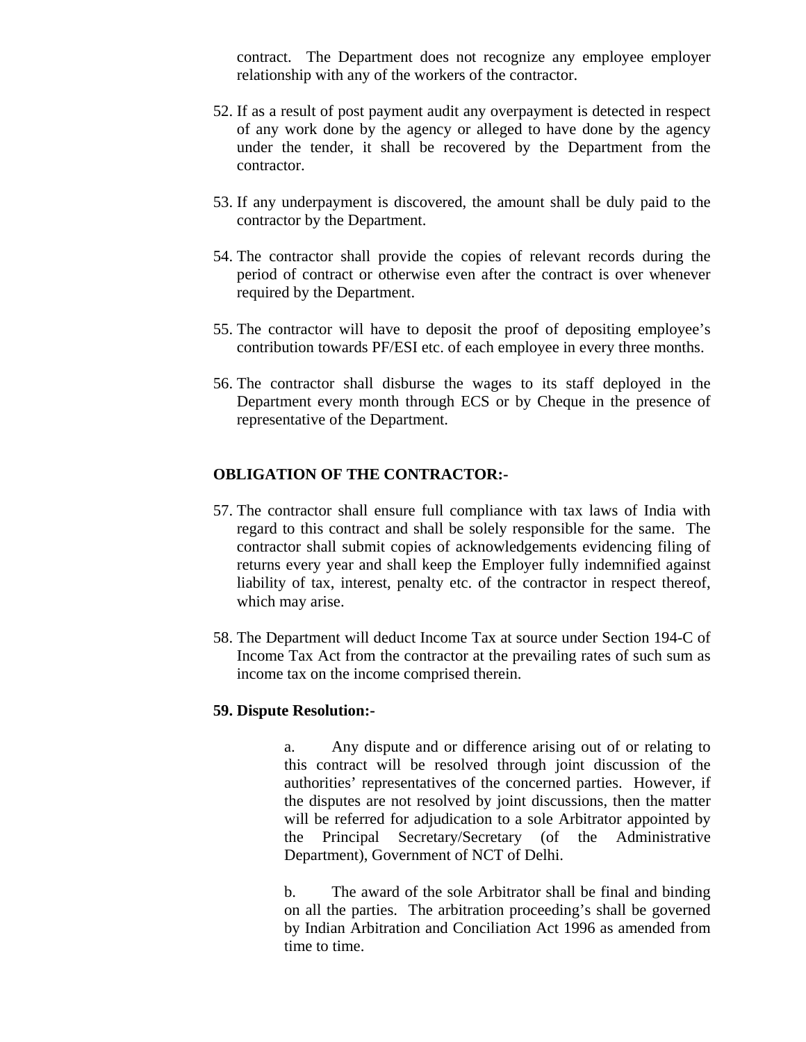contract. The Department does not recognize any employee employer relationship with any of the workers of the contractor.

52. If as a result of post payment audit any overpayment is detected in respect of any work done by the agency or alleged to have done by the agency under the tender, it shall be recovered by the Department from the contractor.

53. If any underpayment is discovered, the amount shall be duly paid to the contractor by the Department.

54. The contractor shall provide the copies of relevant records during the period of contract or otherwise even after the contract is over whenever required by the Department.

55. The contractor will have to deposit the proof of depositing employee's contribution towards PF/ESI etc. of each employee in every three months.

56. The contractor shall disburse the wages to its staff deployed in the Department every month through ECS or by Cheque in the presence of representative of the Department.

**OBLIGATION OF THE CONTRACTOR:-**

57. The contractor shall ensure full compliance with tax laws of India with regard to this contract and shall be solely responsible for the same. The contractor shall submit copies of acknowledgements evidencing filing of returns every year and shall keep the Employer fully indemnified against liability of tax, interest, penalty etc. of the contractor in respect thereof, which may arise.

58. The Department will deduct Income Tax at source under Section 194-C of Income Tax Act from the contractor at the prevailing rates of such sum as income tax on the income comprised therein.

**59. Dispute Resolution:-**

a. Any dispute and or difference arising out of or relating to this contract will be resolved through joint discussion of the authorities' representatives of the concerned parties. However, if the disputes are not resolved by joint discussions, then the matter will be referred for adjudication to a sole Arbitrator appointed by the Principal Secretary/Secretary (of the Administrative Department), Government of NCT of Delhi.

b. The award of the sole Arbitrator shall be final and binding on all the parties. The arbitration proceeding's shall be governed by Indian Arbitration and Conciliation Act 1996 as amended from time to time.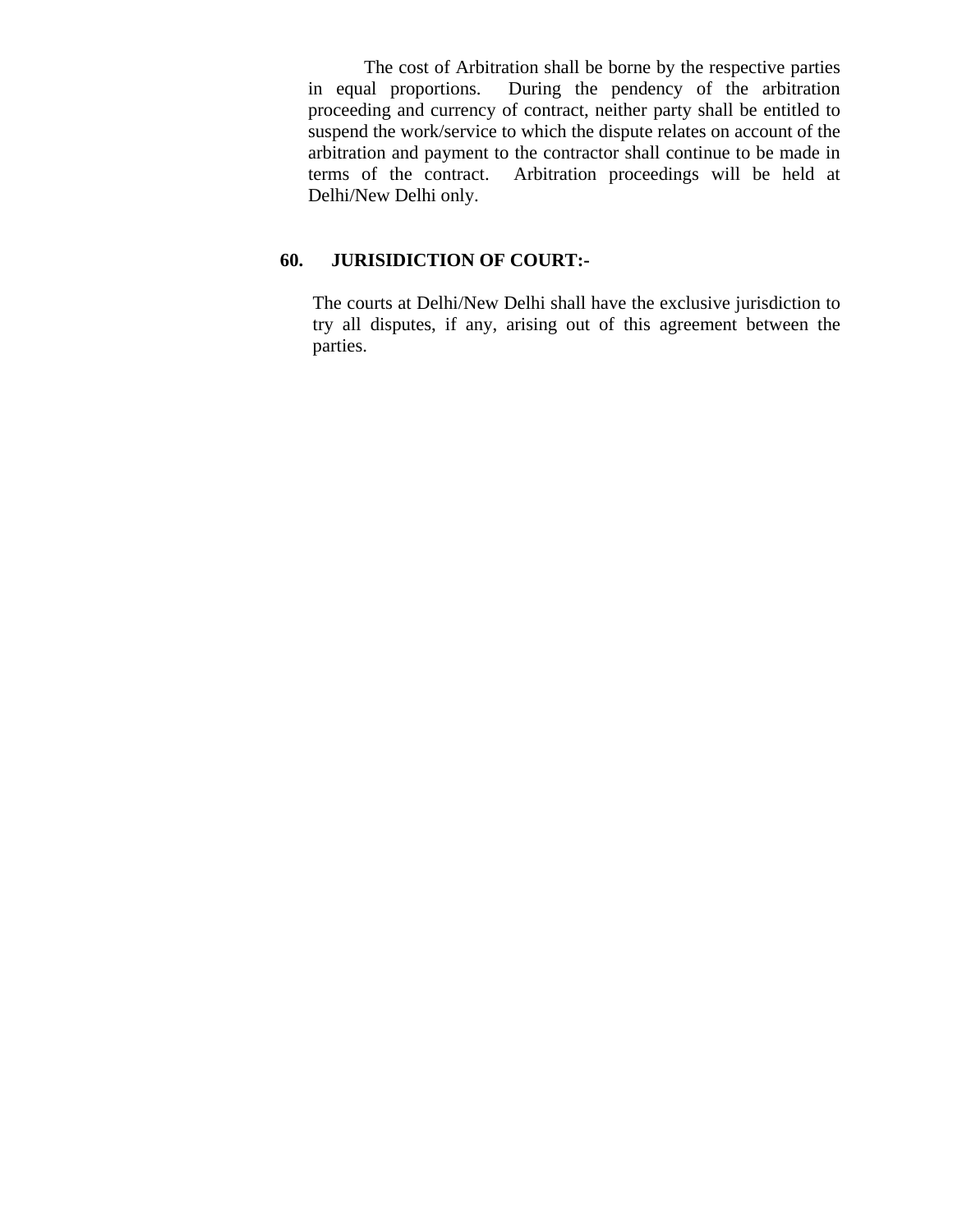The cost of Arbitration shall be borne by the respective parties in equal proportions. During the pendency of the arbitration proceeding and currency of contract, neither party shall be entitled to suspend the work/service to which the dispute relates on account of the arbitration and payment to the contractor shall continue to be made in terms of the contract. Arbitration proceedings will be held at Delhi/New Delhi only.

**60. JURISIDICTION OF COURT:-**

The courts at Delhi/New Delhi shall have the exclusive jurisdiction to try all disputes, if any, arising out of this agreement between the parties.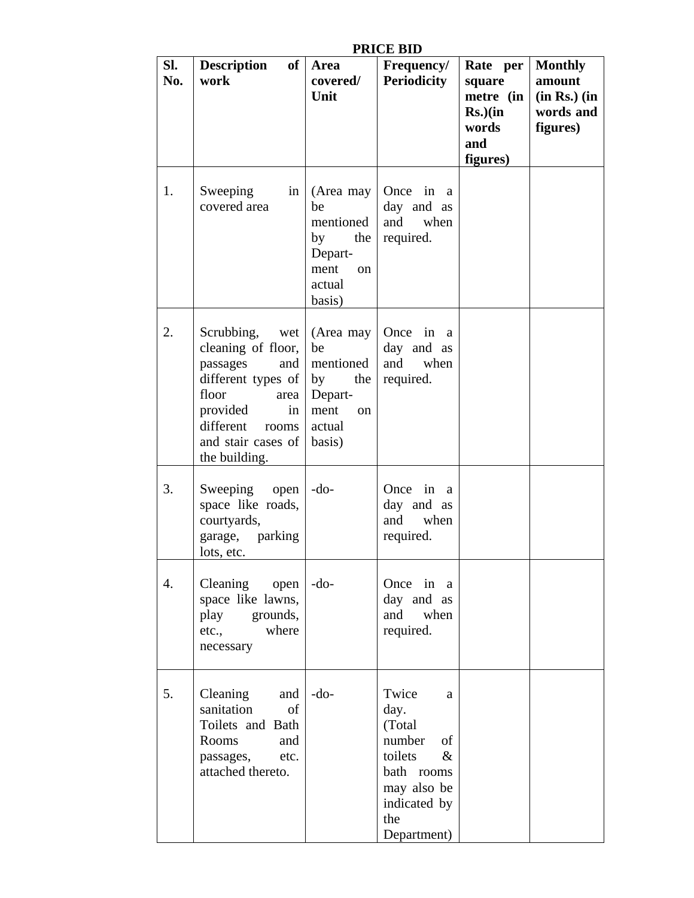**PRICE BID**

| Sl. No. | Description of work | Area covered/ Unit | Frequency/ Periodicity | Rate per square metre (in Rs.)(in words and figures) | Monthly amount (in Rs.) (in words and figures) |
|---|---|---|---|---|---|
| 1. | Sweeping in covered area | (Area may be mentioned by the Department on actual basis) | Once in a day and as and when required. | | |
| 2. | Scrubbing, wet cleaning of floor, passages and different types of floor area provided in different rooms and stair cases of the building. | (Area may be mentioned by the Department on actual basis) | Once in a day and as and when required. | | |
| 3. | Sweeping open space like roads, courtyards, garage, parking lots, etc. | -do- | Once in a day and as and when required. | | |
| 4. | Cleaning open space like lawns, play grounds, etc., where necessary | -do- | Once in a day and as and when required. | | |
| 5. | Cleaning and sanitation of Toilets and Bath Rooms and passages, etc. attached thereto. | -do- | Twice a day. (Total number of toilets & bath rooms may also be indicated by the Department) | | |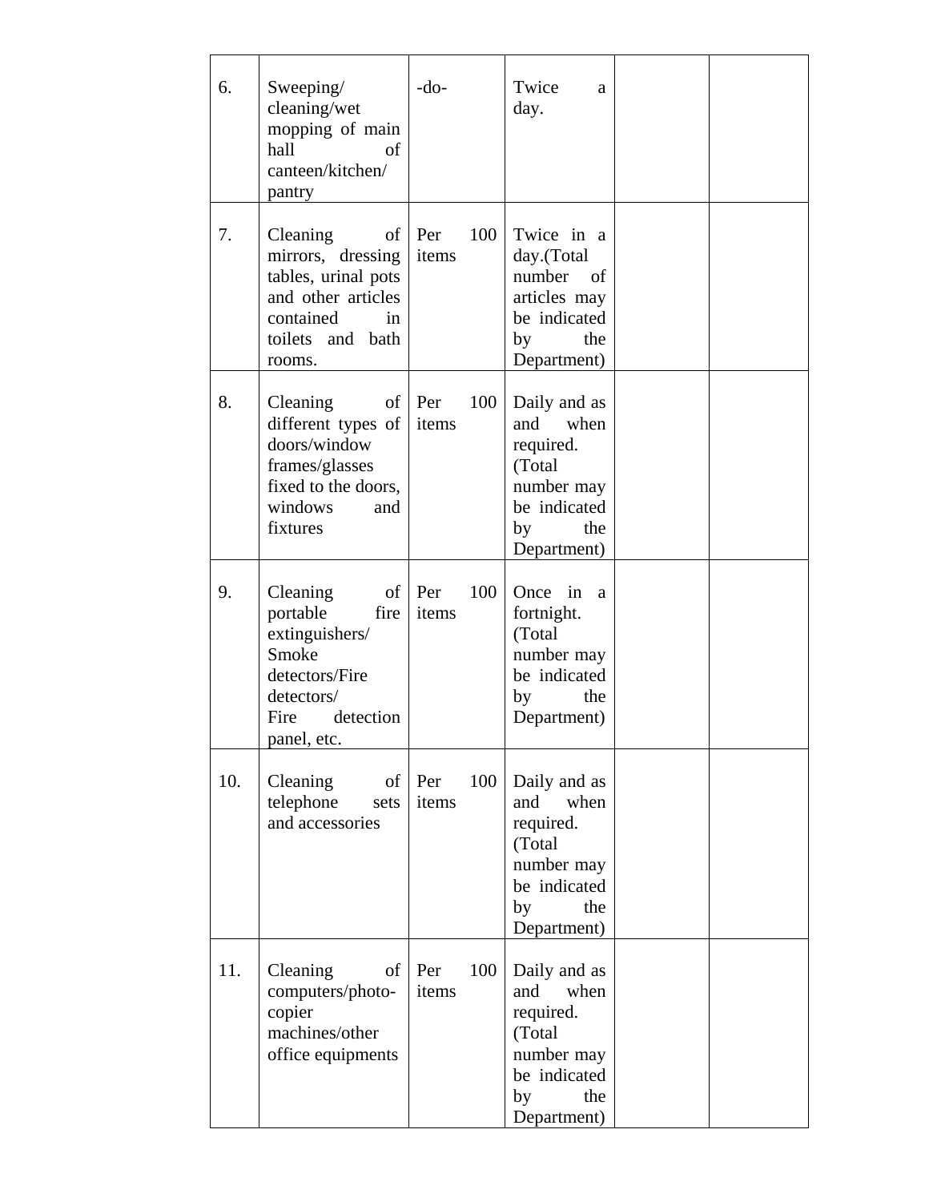| | | | | | |
|---|---|---|---|---|---|
| 6. | Sweeping/ cleaning/wet mopping of main hall of canteen/kitchen/ pantry | -do- | Twice a day. | | |
| 7. | Cleaning of mirrors, dressing tables, urinal pots and other articles contained in toilets and bath rooms. | Per 100 items | Twice in a day.(Total number of articles may be indicated by the Department) | | |
| 8. | Cleaning of different types of doors/window frames/glasses fixed to the doors, windows and fixtures | Per 100 items | Daily and as and when required. (Total number may be indicated by the Department) | | |
| 9. | Cleaning of portable fire extinguishers/ Smoke detectors/Fire detectors/ Fire detection panel, etc. | Per 100 items | Once in a fortnight. (Total number may be indicated by the Department) | | |
| 10. | Cleaning of telephone sets and accessories | Per 100 items | Daily and as and when required. (Total number may be indicated by the Department) | | |
| 11. | Cleaning of computers/photo-copier machines/other office equipments | Per 100 items | Daily and as and when required. (Total number may be indicated by the Department) | | |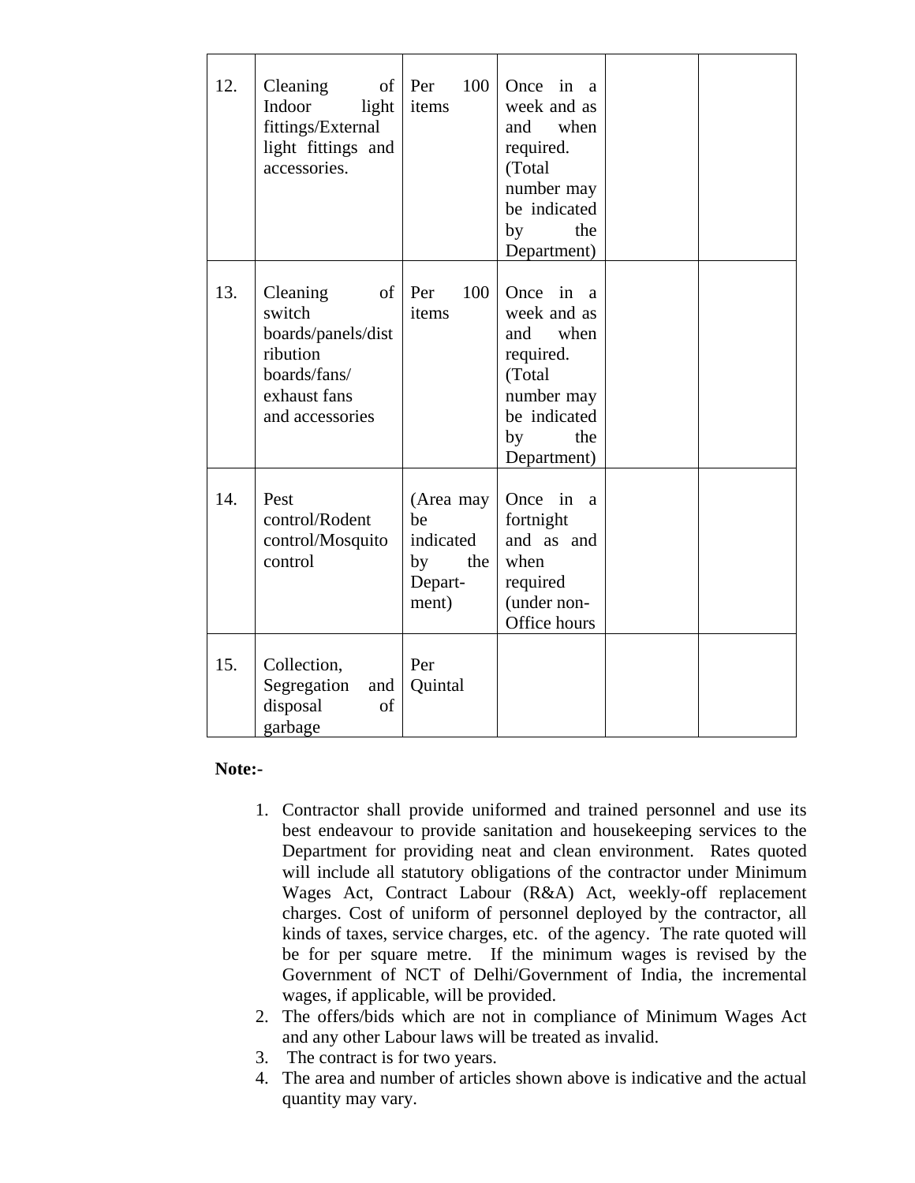| | | | | | |
|---|---|---|---|---|---|
| 12. | Cleaning of Indoor light fittings/External light fittings and accessories. | Per 100 items | Once in a week and as and when required. (Total number may be indicated by the Department) | | |
| 13. | Cleaning of switch boards/panels/distribution boards/fans/ exhaust fans and accessories | Per 100 items | Once in a week and as and when required. (Total number may be indicated by the Department) | | |
| 14. | Pest control/Rodent control/Mosquito control | (Area may be indicated by the Depart-ment) | Once in a fortnight and as and when required (under non-Office hours | | |
| 15. | Collection, Segregation and disposal of garbage | Per Quintal | | | |

**Note:-**

1. Contractor shall provide uniformed and trained personnel and use its best endeavour to provide sanitation and housekeeping services to the Department for providing neat and clean environment. Rates quoted will include all statutory obligations of the contractor under Minimum Wages Act, Contract Labour (R&A) Act, weekly-off replacement charges. Cost of uniform of personnel deployed by the contractor, all kinds of taxes, service charges, etc. of the agency. The rate quoted will be for per square metre. If the minimum wages is revised by the Government of NCT of Delhi/Government of India, the incremental wages, if applicable, will be provided.
2. The offers/bids which are not in compliance of Minimum Wages Act and any other Labour laws will be treated as invalid.
3. The contract is for two years.
4. The area and number of articles shown above is indicative and the actual quantity may vary.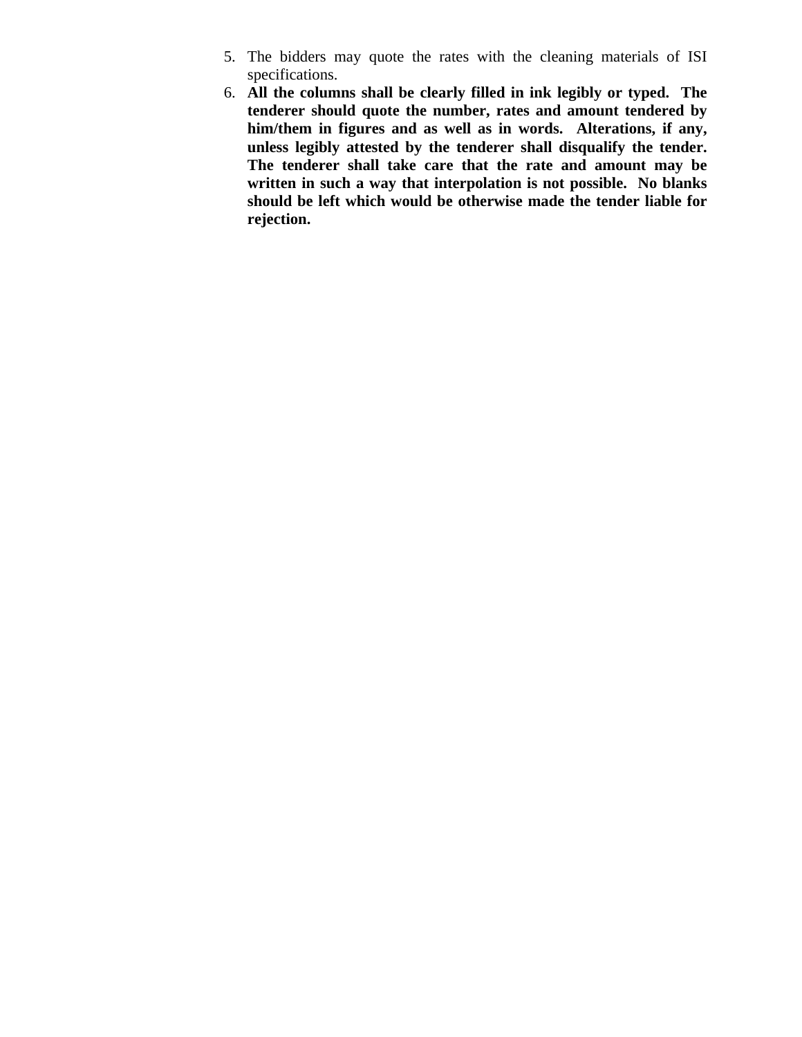5. The bidders may quote the rates with the cleaning materials of ISI specifications.
6. **All the columns shall be clearly filled in ink legibly or typed. The tenderer should quote the number, rates and amount tendered by him/them in figures and as well as in words. Alterations, if any, unless legibly attested by the tenderer shall disqualify the tender. The tenderer shall take care that the rate and amount may be written in such a way that interpolation is not possible. No blanks should be left which would be otherwise made the tender liable for rejection.**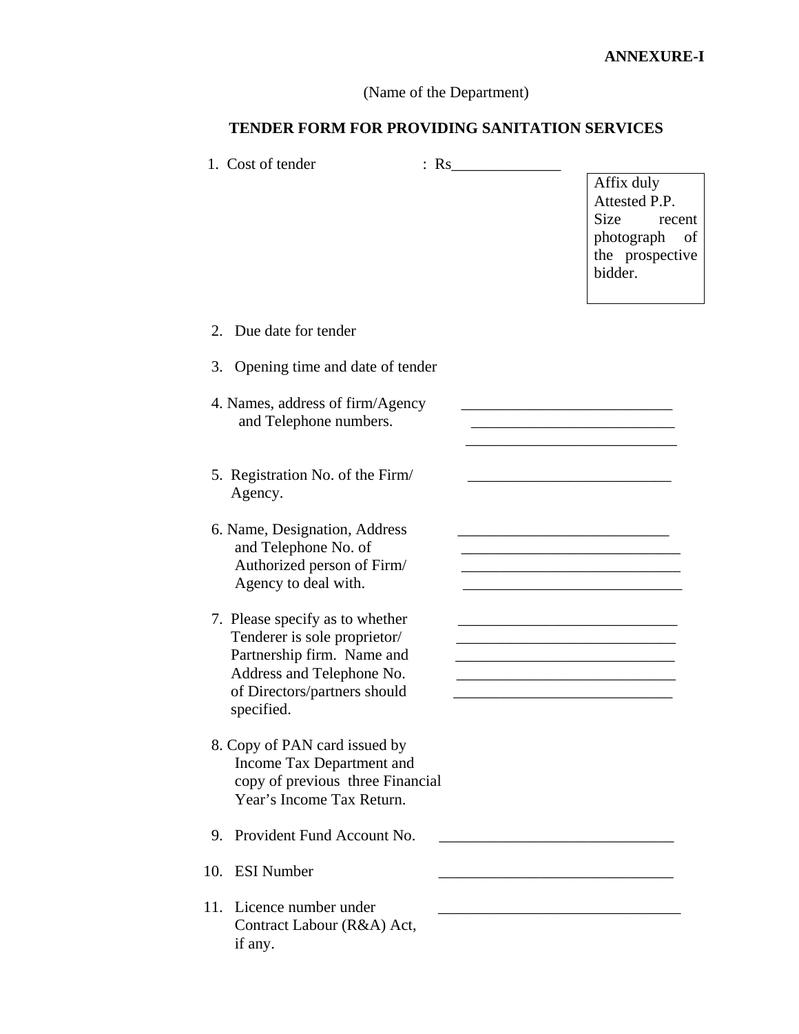**ANNEXURE-I**

(Name of the Department)

## TENDER FORM FOR PROVIDING SANITATION SERVICES

1. Cost of tender : Rs______________

Affix duly Attested P.P. Size recent photograph of the prospective bidder.

2. Due date for tender

3. Opening time and date of tender

4. Names, address of firm/Agency and Telephone numbers. ___________________________
___________________________
___________________________

5. Registration No. of the Firm/ Agency. ___________________________

6. Name, Designation, Address and Telephone No. of Authorized person of Firm/ Agency to deal with. ___________________________
___________________________
___________________________
___________________________

7. Please specify as to whether Tenderer is sole proprietor/ Partnership firm. Name and Address and Telephone No. of Directors/partners should specified. ___________________________
___________________________
___________________________
___________________________
___________________________

8. Copy of PAN card issued by Income Tax Department and copy of previous three Financial Year's Income Tax Return.

9. Provident Fund Account No. ______________________________

10. ESI Number ______________________________

11. Licence number under Contract Labour (R&A) Act, if any. ______________________________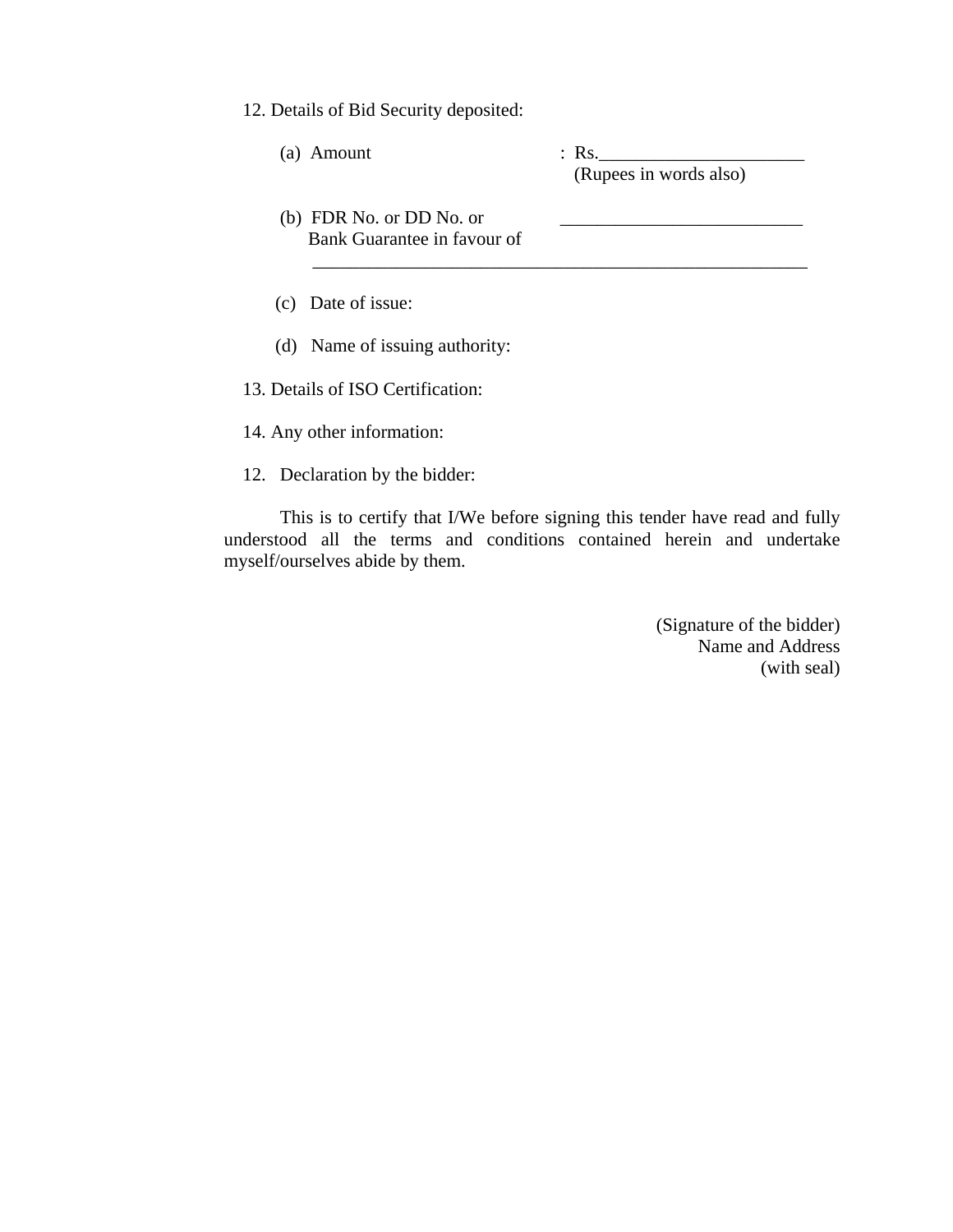12. Details of Bid Security deposited:

(a) Amount : Rs.______________________
(Rupees in words also)

(b) FDR No. or DD No. or Bank Guarantee in favour of ___________________________

_______________________________________________________

(c) Date of issue:

(d) Name of issuing authority:

13. Details of ISO Certification:

14. Any other information:

12. Declaration by the bidder:

This is to certify that I/We before signing this tender have read and fully understood all the terms and conditions contained herein and undertake myself/ourselves abide by them.

(Signature of the bidder)
Name and Address
(with seal)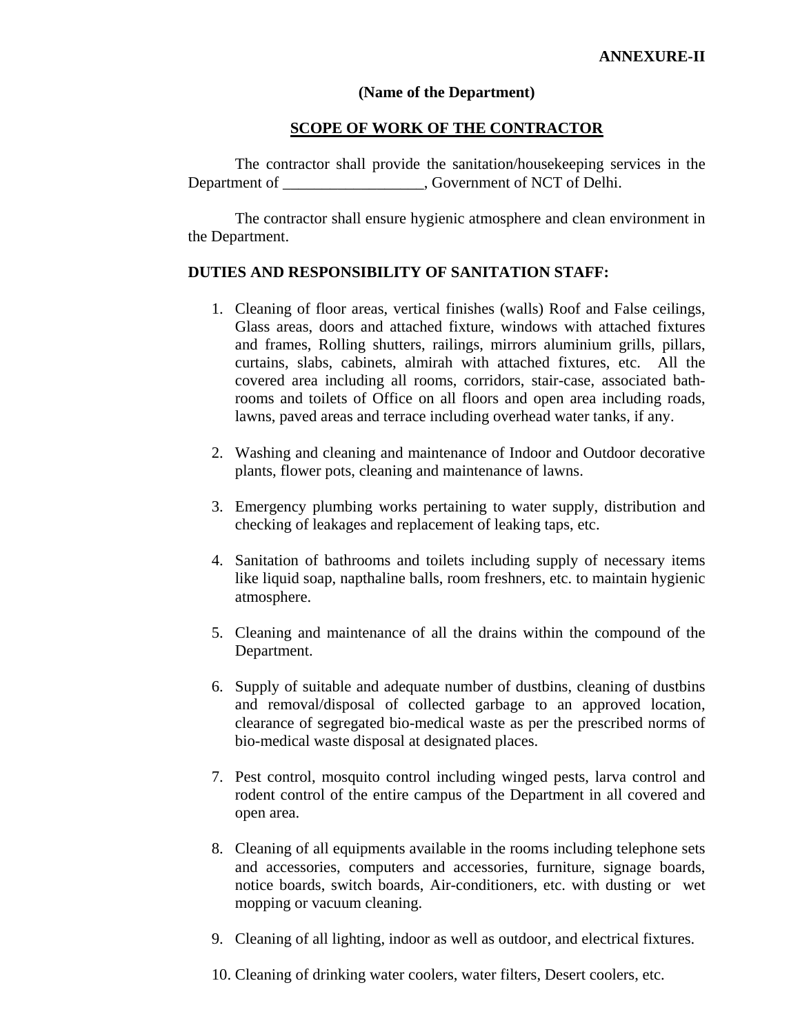**ANNEXURE-II**

**(Name of the Department)**

## SCOPE OF WORK OF THE CONTRACTOR

The contractor shall provide the sanitation/housekeeping services in the Department of __________________, Government of NCT of Delhi.

The contractor shall ensure hygienic atmosphere and clean environment in the Department.

**DUTIES AND RESPONSIBILITY OF SANITATION STAFF:**

1. Cleaning of floor areas, vertical finishes (walls) Roof and False ceilings, Glass areas, doors and attached fixture, windows with attached fixtures and frames, Rolling shutters, railings, mirrors aluminium grills, pillars, curtains, slabs, cabinets, almirah with attached fixtures, etc. All the covered area including all rooms, corridors, stair-case, associated bath-rooms and toilets of Office on all floors and open area including roads, lawns, paved areas and terrace including overhead water tanks, if any.

2. Washing and cleaning and maintenance of Indoor and Outdoor decorative plants, flower pots, cleaning and maintenance of lawns.

3. Emergency plumbing works pertaining to water supply, distribution and checking of leakages and replacement of leaking taps, etc.

4. Sanitation of bathrooms and toilets including supply of necessary items like liquid soap, napthaline balls, room freshners, etc. to maintain hygienic atmosphere.

5. Cleaning and maintenance of all the drains within the compound of the Department.

6. Supply of suitable and adequate number of dustbins, cleaning of dustbins and removal/disposal of collected garbage to an approved location, clearance of segregated bio-medical waste as per the prescribed norms of bio-medical waste disposal at designated places.

7. Pest control, mosquito control including winged pests, larva control and rodent control of the entire campus of the Department in all covered and open area.

8. Cleaning of all equipments available in the rooms including telephone sets and accessories, computers and accessories, furniture, signage boards, notice boards, switch boards, Air-conditioners, etc. with dusting or wet mopping or vacuum cleaning.

9. Cleaning of all lighting, indoor as well as outdoor, and electrical fixtures.

10. Cleaning of drinking water coolers, water filters, Desert coolers, etc.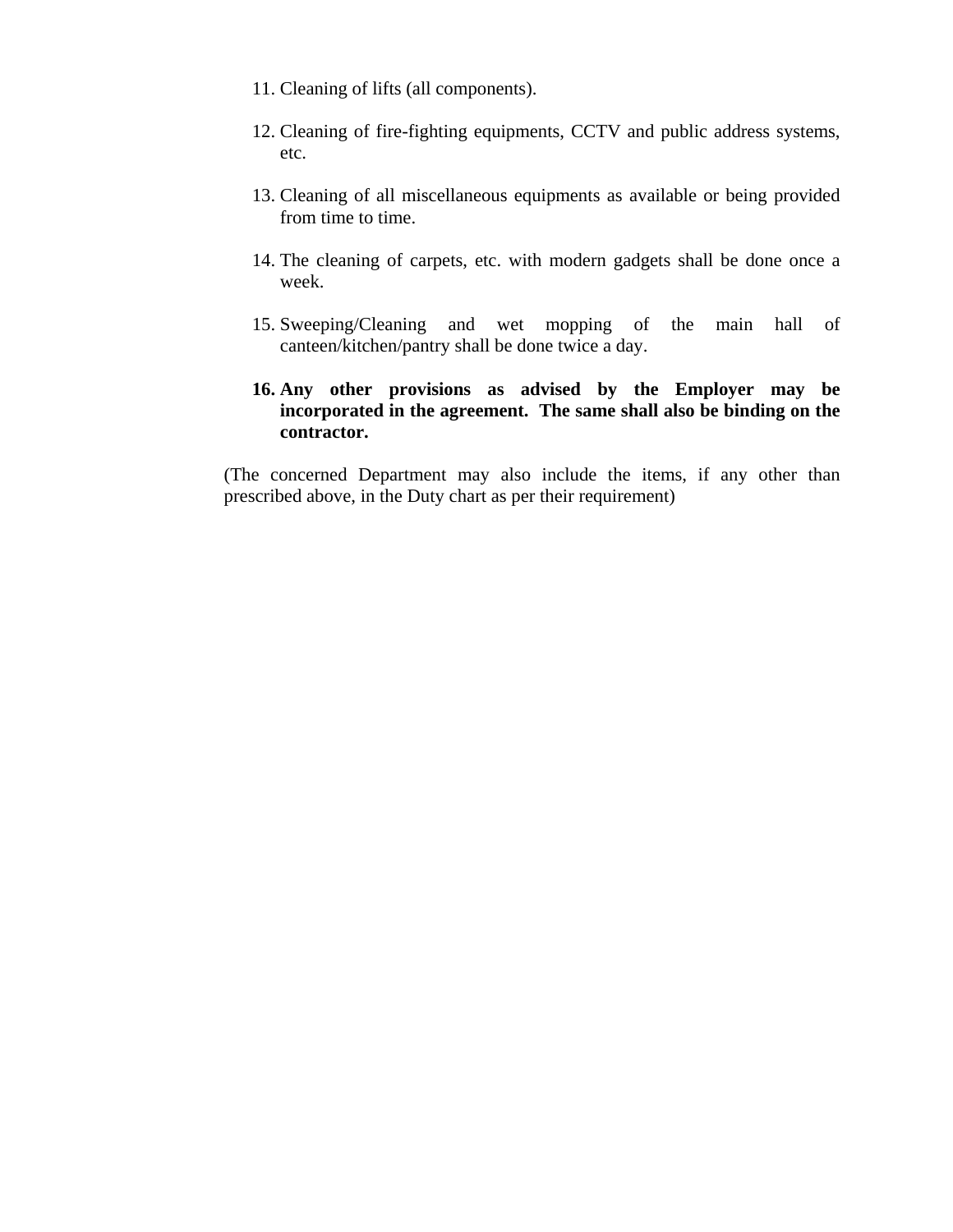11. Cleaning of lifts (all components).

12. Cleaning of fire-fighting equipments, CCTV and public address systems, etc.

13. Cleaning of all miscellaneous equipments as available or being provided from time to time.

14. The cleaning of carpets, etc. with modern gadgets shall be done once a week.

15. Sweeping/Cleaning and wet mopping of the main hall of canteen/kitchen/pantry shall be done twice a day.

16. **Any other provisions as advised by the Employer may be incorporated in the agreement. The same shall also be binding on the contractor.**

(The concerned Department may also include the items, if any other than prescribed above, in the Duty chart as per their requirement)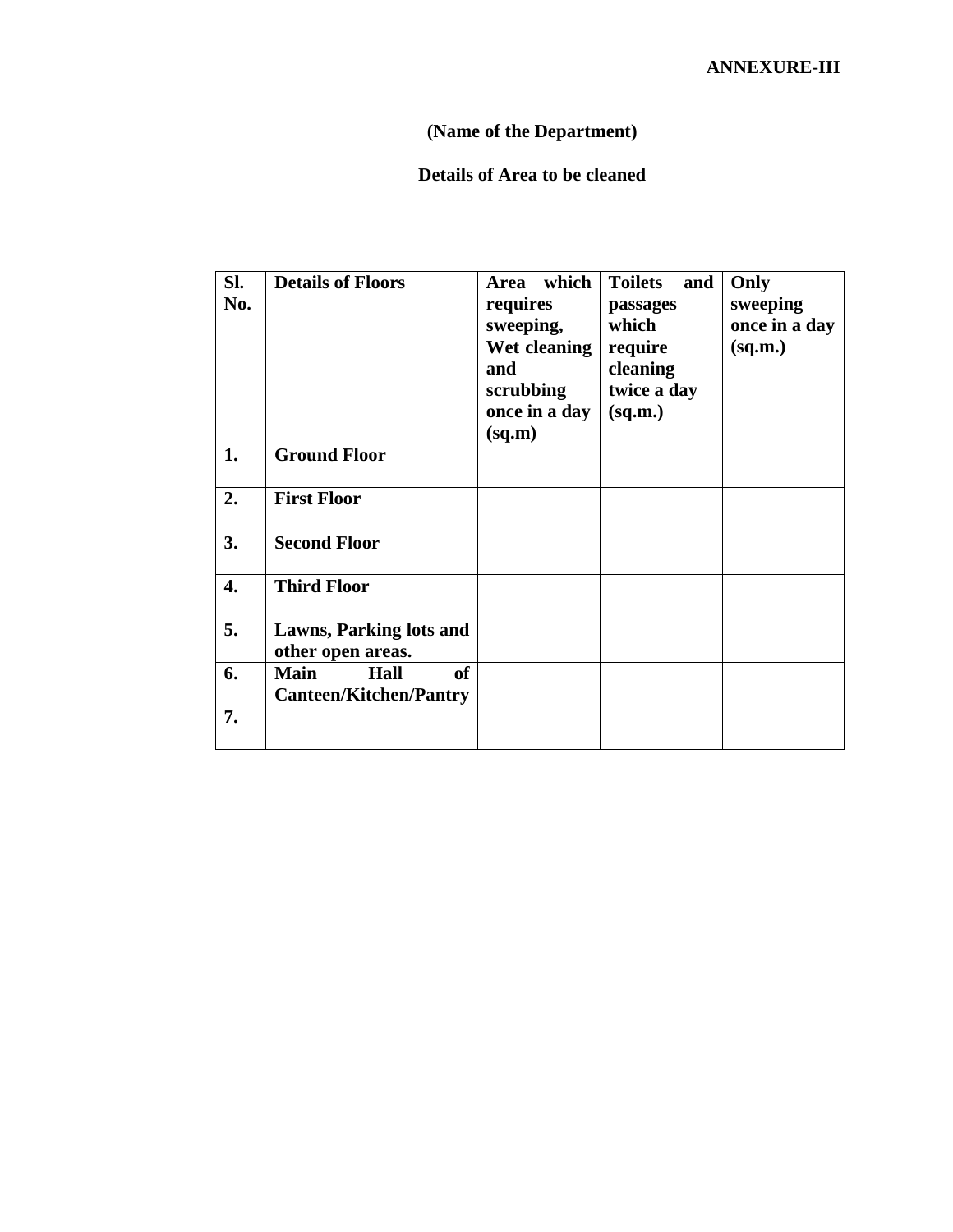**ANNEXURE-III**

**(Name of the Department)**

**Details of Area to be cleaned**

| Sl. No. | Details of Floors | Area which requires sweeping, Wet cleaning and scrubbing once in a day (sq.m) | Toilets and passages which require cleaning twice a day (sq.m.) | Only sweeping once in a day (sq.m.) |
|---|---|---|---|---|
| 1. | Ground Floor | | | |
| 2. | First Floor | | | |
| 3. | Second Floor | | | |
| 4. | Third Floor | | | |
| 5. | Lawns, Parking lots and other open areas. | | | |
| 6. | Main Hall of Canteen/Kitchen/Pantry | | | |
| 7. | | | | |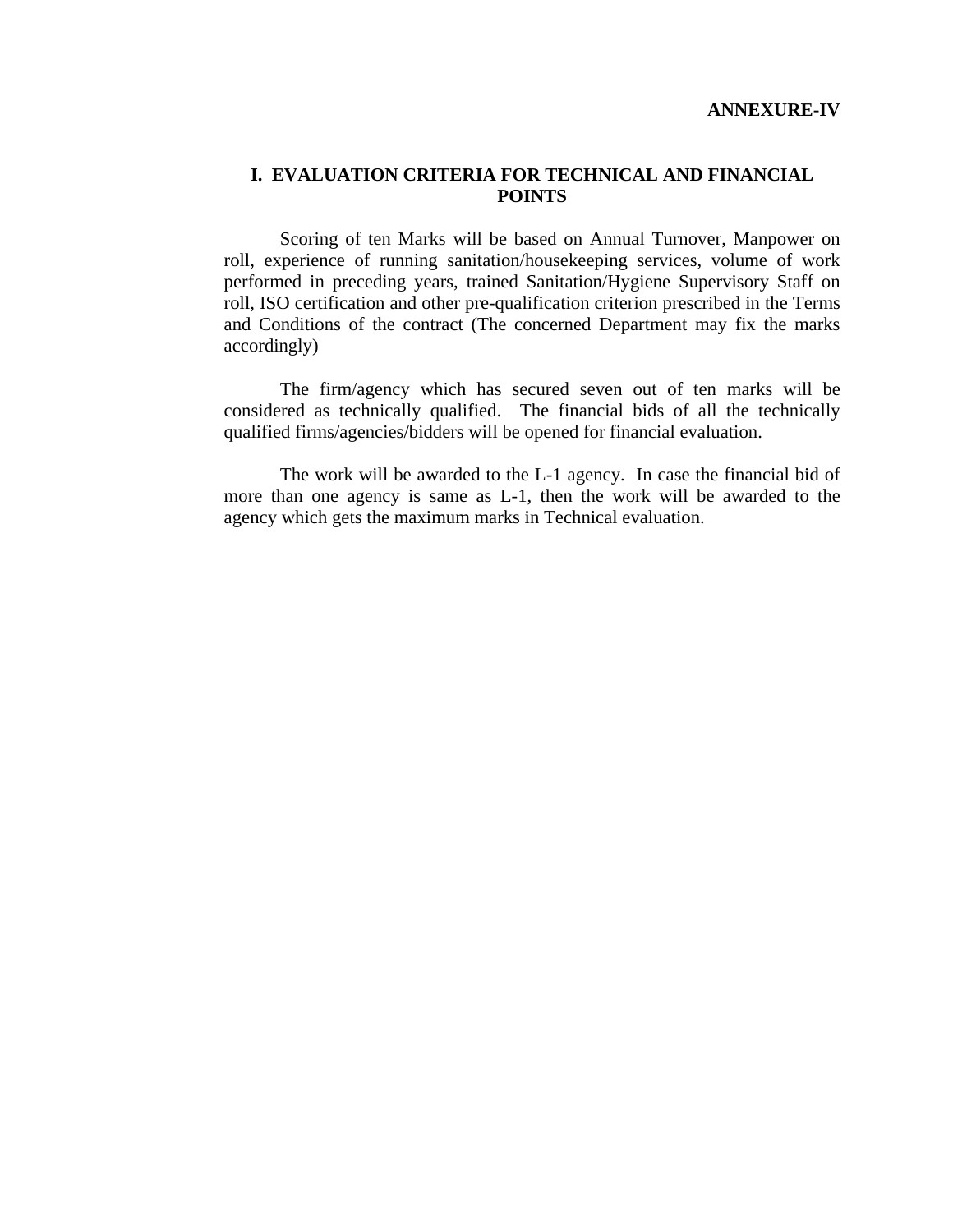**ANNEXURE-IV**

## I. EVALUATION CRITERIA FOR TECHNICAL AND FINANCIAL POINTS

Scoring of ten Marks will be based on Annual Turnover, Manpower on roll, experience of running sanitation/housekeeping services, volume of work performed in preceding years, trained Sanitation/Hygiene Supervisory Staff on roll, ISO certification and other pre-qualification criterion prescribed in the Terms and Conditions of the contract (The concerned Department may fix the marks accordingly)

The firm/agency which has secured seven out of ten marks will be considered as technically qualified. The financial bids of all the technically qualified firms/agencies/bidders will be opened for financial evaluation.

The work will be awarded to the L-1 agency. In case the financial bid of more than one agency is same as L-1, then the work will be awarded to the agency which gets the maximum marks in Technical evaluation.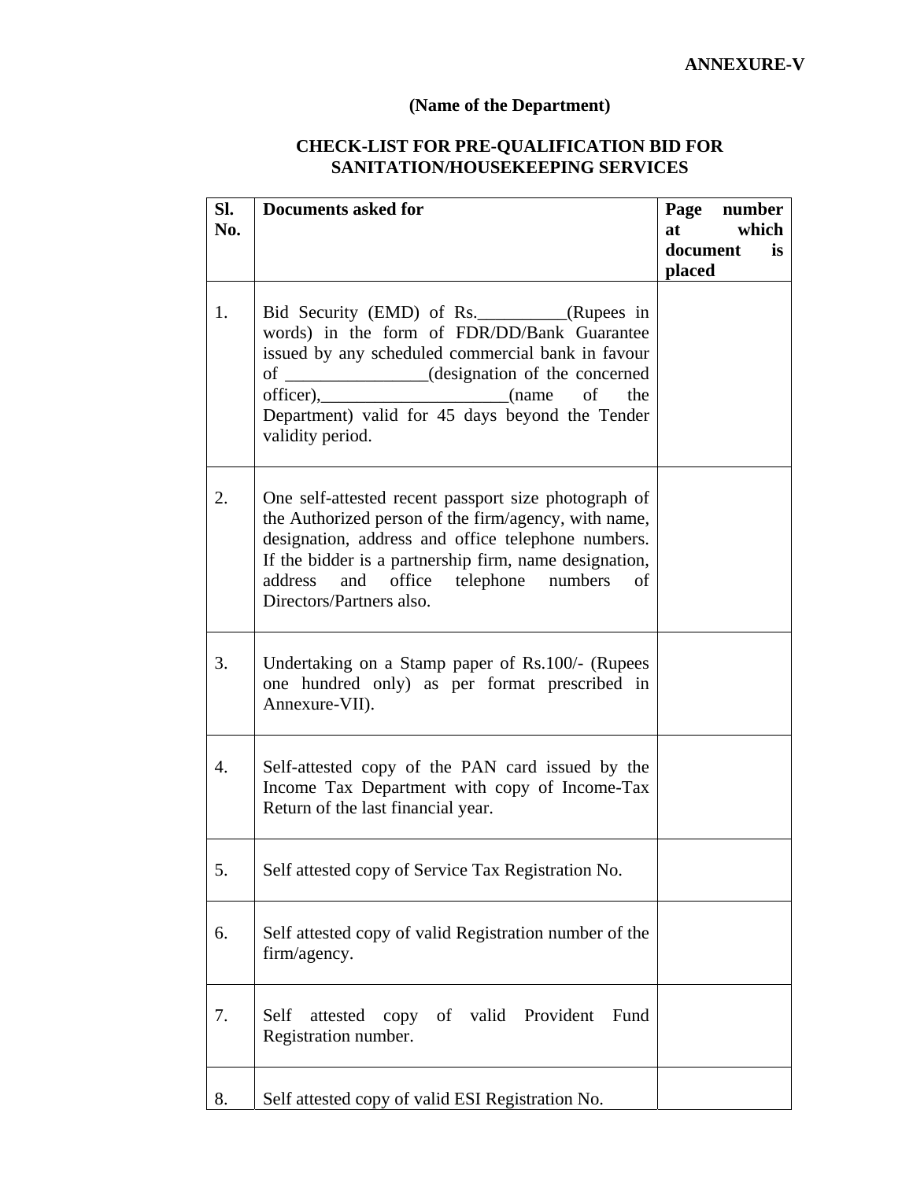**ANNEXURE-V**

**(Name of the Department)**

**CHECK-LIST FOR PRE-QUALIFICATION BID FOR SANITATION/HOUSEKEEPING SERVICES**

| Sl. No. | Documents asked for | Page number at which document is placed |
|---|---|---|
| 1. | Bid Security (EMD) of Rs.__________(Rupees in words) in the form of FDR/DD/Bank Guarantee issued by any scheduled commercial bank in favour of ________________(designation of the concerned officer),_____________________(name of the Department) valid for 45 days beyond the Tender validity period. | |
| 2. | One self-attested recent passport size photograph of the Authorized person of the firm/agency, with name, designation, address and office telephone numbers. If the bidder is a partnership firm, name designation, address and office telephone numbers of Directors/Partners also. | |
| 3. | Undertaking on a Stamp paper of Rs.100/- (Rupees one hundred only) as per format prescribed in Annexure-VII). | |
| 4. | Self-attested copy of the PAN card issued by the Income Tax Department with copy of Income-Tax Return of the last financial year. | |
| 5. | Self attested copy of Service Tax Registration No. | |
| 6. | Self attested copy of valid Registration number of the firm/agency. | |
| 7. | Self attested copy of valid Provident Fund Registration number. | |
| 8. | Self attested copy of valid ESI Registration No. | |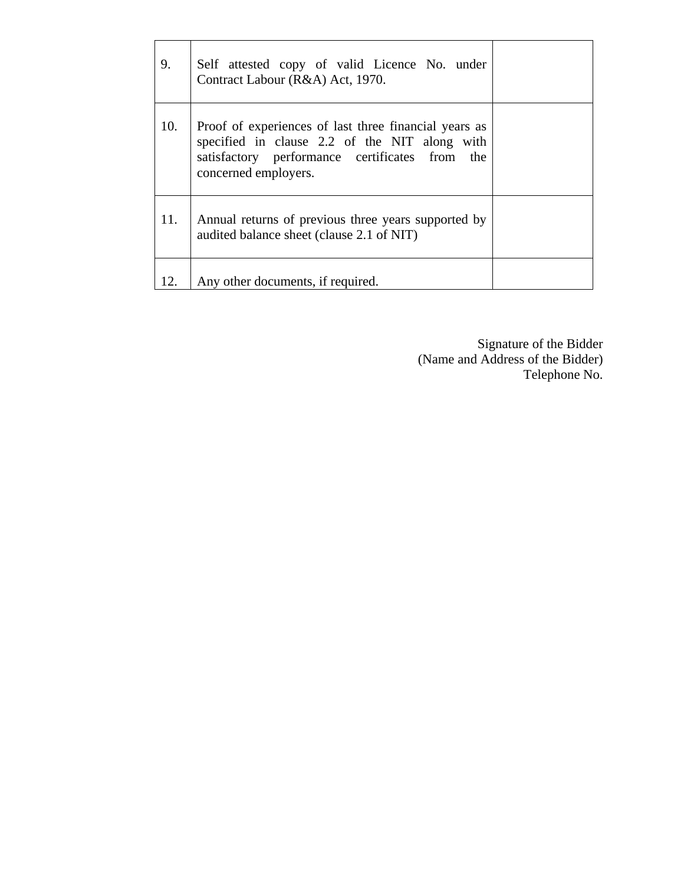| | | |
|---|---|---|
| 9. | Self attested copy of valid Licence No. under Contract Labour (R&A) Act, 1970. | |
| 10. | Proof of experiences of last three financial years as specified in clause 2.2 of the NIT along with satisfactory performance certificates from the concerned employers. | |
| 11. | Annual returns of previous three years supported by audited balance sheet (clause 2.1 of NIT) | |
| 12. | Any other documents, if required. | |

Signature of the Bidder
(Name and Address of the Bidder)
Telephone No.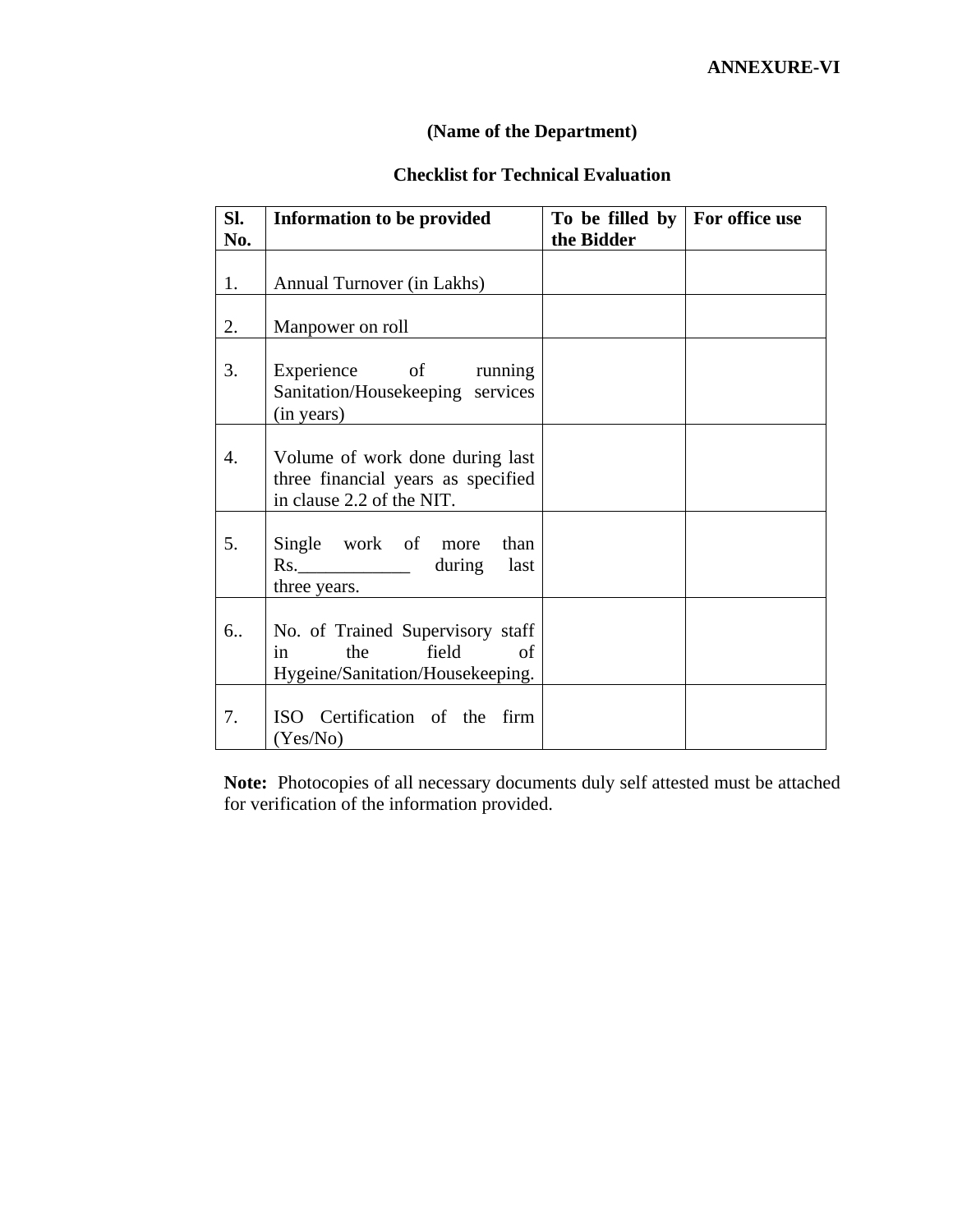**ANNEXURE-VI**

**(Name of the Department)**

**Checklist for Technical Evaluation**

| **Sl. No.** | **Information to be provided** | **To be filled by the Bidder** | **For office use** |
|---|---|---|---|
| 1. | Annual Turnover (in Lakhs) | | |
| 2. | Manpower on roll | | |
| 3. | Experience of running Sanitation/Housekeeping services (in years) | | |
| 4. | Volume of work done during last three financial years as specified in clause 2.2 of the NIT. | | |
| 5. | Single work of more than Rs.____________ during last three years. | | |
| 6.. | No. of Trained Supervisory staff in the field of Hygeine/Sanitation/Housekeeping. | | |
| 7. | ISO Certification of the firm (Yes/No) | | |

**Note:** Photocopies of all necessary documents duly self attested must be attached for verification of the information provided.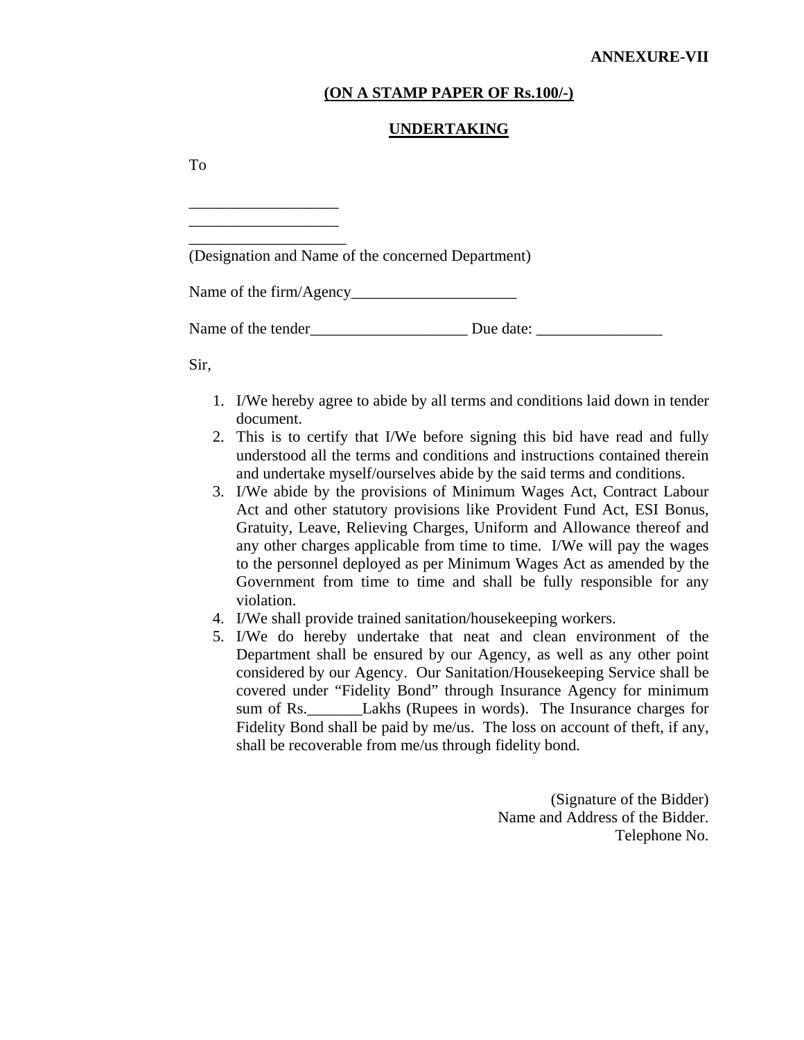**ANNEXURE-VII**

**(ON A STAMP PAPER OF Rs.100/-)**

**UNDERTAKING**

To

___________________
___________________
____________________
(Designation and Name of the concerned Department)

Name of the firm/Agency_____________________

Name of the tender____________________ Due date: ________________

Sir,

1. I/We hereby agree to abide by all terms and conditions laid down in tender document.
2. This is to certify that I/We before signing this bid have read and fully understood all the terms and conditions and instructions contained therein and undertake myself/ourselves abide by the said terms and conditions.
3. I/We abide by the provisions of Minimum Wages Act, Contract Labour Act and other statutory provisions like Provident Fund Act, ESI Bonus, Gratuity, Leave, Relieving Charges, Uniform and Allowance thereof and any other charges applicable from time to time. I/We will pay the wages to the personnel deployed as per Minimum Wages Act as amended by the Government from time to time and shall be fully responsible for any violation.
4. I/We shall provide trained sanitation/housekeeping workers.
5. I/We do hereby undertake that neat and clean environment of the Department shall be ensured by our Agency, as well as any other point considered by our Agency. Our Sanitation/Housekeeping Service shall be covered under "Fidelity Bond" through Insurance Agency for minimum sum of Rs._______Lakhs (Rupees in words). The Insurance charges for Fidelity Bond shall be paid by me/us. The loss on account of theft, if any, shall be recoverable from me/us through fidelity bond.

(Signature of the Bidder)
Name and Address of the Bidder.
Telephone No.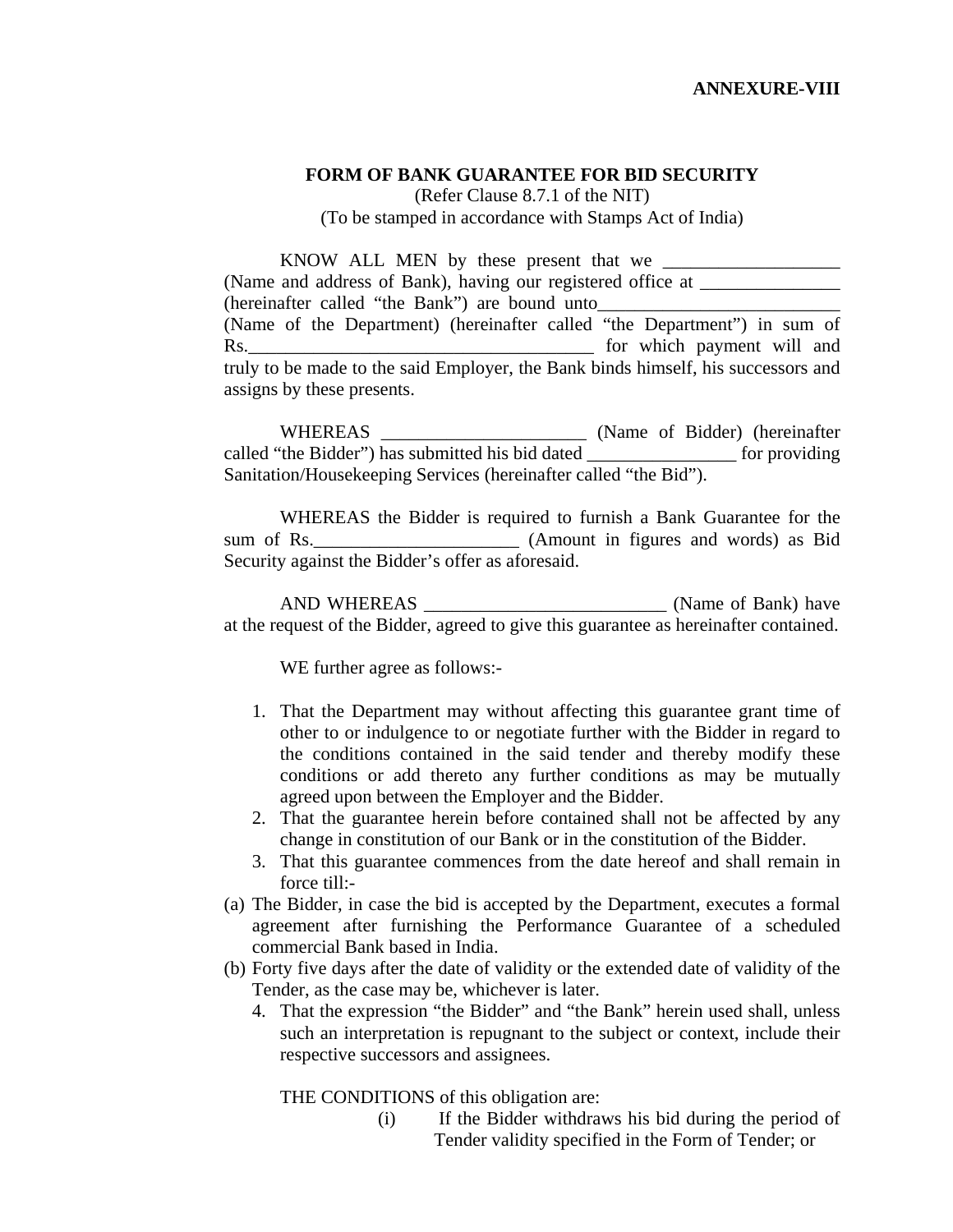**ANNEXURE-VIII**

**FORM OF BANK GUARANTEE FOR BID SECURITY**

(Refer Clause 8.7.1 of the NIT)

(To be stamped in accordance with Stamps Act of India)

KNOW ALL MEN by these present that we ___________________ (Name and address of Bank), having our registered office at _______________ (hereinafter called "the Bank") are bound unto__________________________ (Name of the Department) (hereinafter called "the Department") in sum of Rs.______________________________________ for which payment will and truly to be made to the said Employer, the Bank binds himself, his successors and assigns by these presents.

WHEREAS ______________________ (Name of Bidder) (hereinafter called "the Bidder") has submitted his bid dated ________________ for providing Sanitation/Housekeeping Services (hereinafter called "the Bid").

WHEREAS the Bidder is required to furnish a Bank Guarantee for the sum of Rs.______________________ (Amount in figures and words) as Bid Security against the Bidder's offer as aforesaid.

AND WHEREAS __________________________ (Name of Bank) have at the request of the Bidder, agreed to give this guarantee as hereinafter contained.

WE further agree as follows:-

1. That the Department may without affecting this guarantee grant time of other to or indulgence to or negotiate further with the Bidder in regard to the conditions contained in the said tender and thereby modify these conditions or add thereto any further conditions as may be mutually agreed upon between the Employer and the Bidder.
2. That the guarantee herein before contained shall not be affected by any change in constitution of our Bank or in the constitution of the Bidder.
3. That this guarantee commences from the date hereof and shall remain in force till:-

(a) The Bidder, in case the bid is accepted by the Department, executes a formal agreement after furnishing the Performance Guarantee of a scheduled commercial Bank based in India.

(b) Forty five days after the date of validity or the extended date of validity of the Tender, as the case may be, whichever is later.

4. That the expression "the Bidder" and "the Bank" herein used shall, unless such an interpretation is repugnant to the subject or context, include their respective successors and assignees.

THE CONDITIONS of this obligation are:

(i) If the Bidder withdraws his bid during the period of Tender validity specified in the Form of Tender; or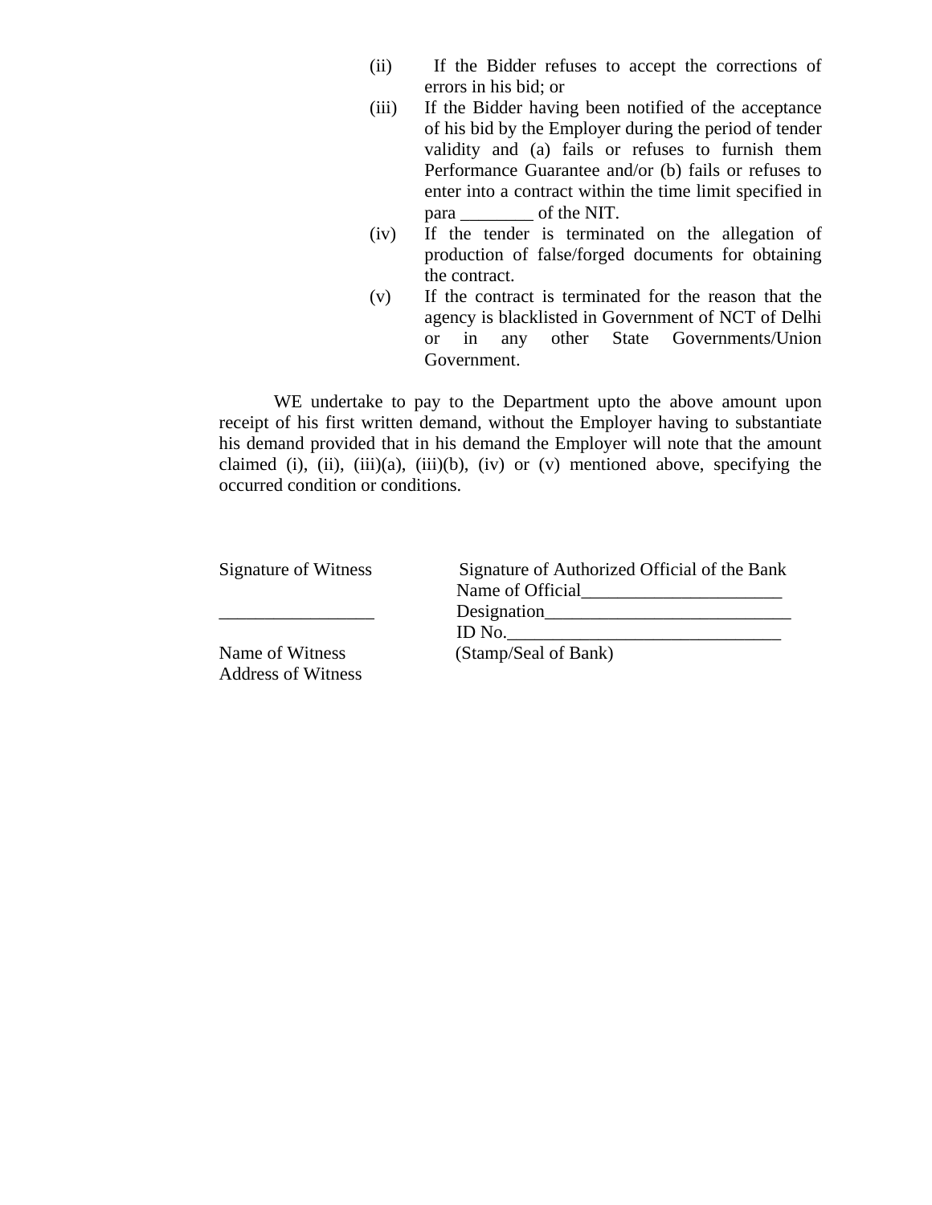(ii) If the Bidder refuses to accept the corrections of errors in his bid; or

(iii) If the Bidder having been notified of the acceptance of his bid by the Employer during the period of tender validity and (a) fails or refuses to furnish them Performance Guarantee and/or (b) fails or refuses to enter into a contract within the time limit specified in para ________ of the NIT.

(iv) If the tender is terminated on the allegation of production of false/forged documents for obtaining the contract.

(v) If the contract is terminated for the reason that the agency is blacklisted in Government of NCT of Delhi or in any other State Governments/Union Government.

WE undertake to pay to the Department upto the above amount upon receipt of his first written demand, without the Employer having to substantiate his demand provided that in his demand the Employer will note that the amount claimed (i), (ii), (iii)(a), (iii)(b), (iv) or (v) mentioned above, specifying the occurred condition or conditions.

Signature of Witness

_________________

Name of Witness
Address of Witness

Signature of Authorized Official of the Bank
Name of Official______________________
Designation___________________________
ID No.______________________________
(Stamp/Seal of Bank)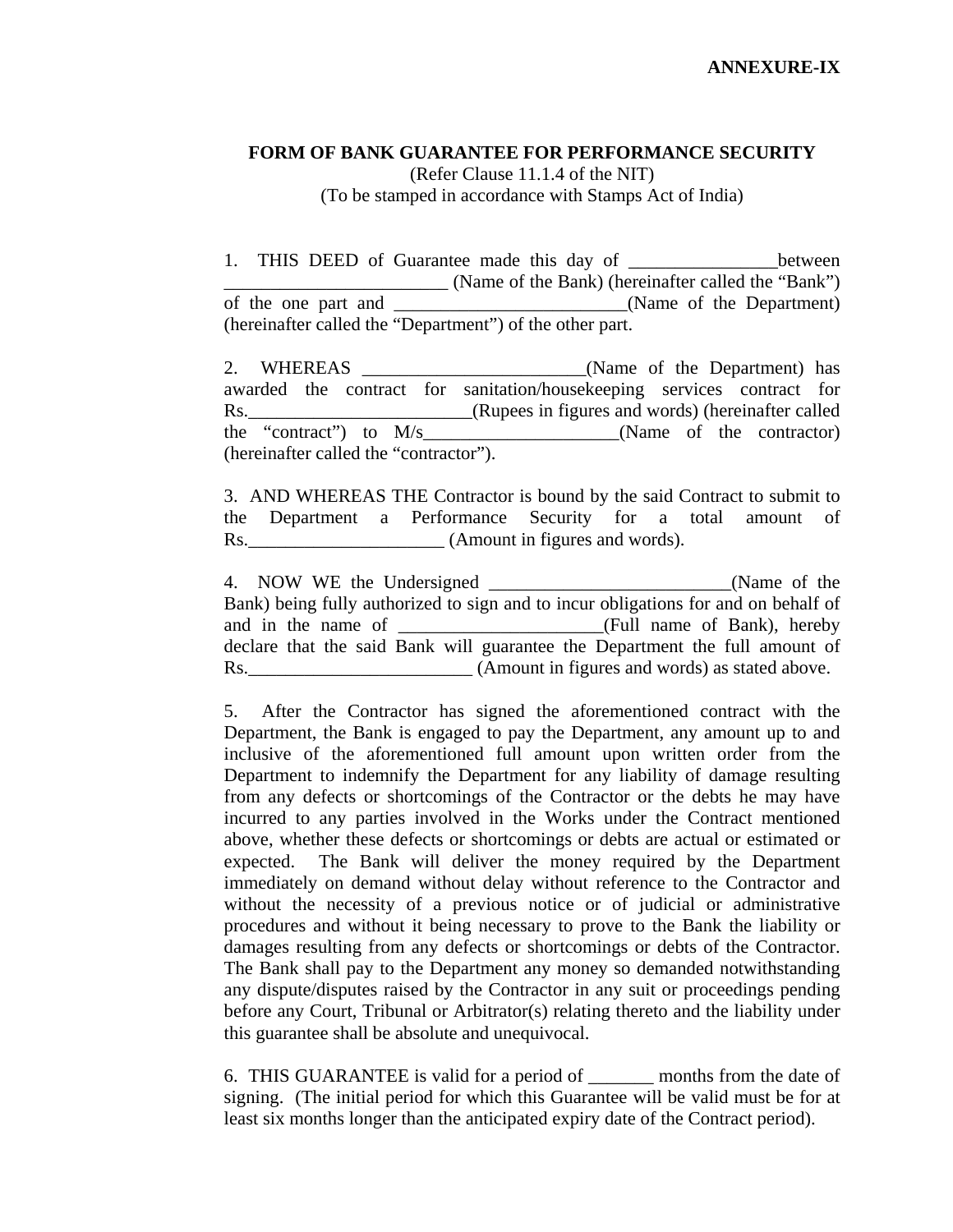**ANNEXURE-IX**

**FORM OF BANK GUARANTEE FOR PERFORMANCE SECURITY**

(Refer Clause 11.1.4 of the NIT)

(To be stamped in accordance with Stamps Act of India)

1. THIS DEED of Guarantee made this day of ________________between ________________________ (Name of the Bank) (hereinafter called the "Bank") of the one part and _________________________(Name of the Department) (hereinafter called the "Department") of the other part.

2. WHEREAS ________________________(Name of the Department) has awarded the contract for sanitation/housekeeping services contract for Rs.________________________(Rupees in figures and words) (hereinafter called the "contract") to M/s_____________________(Name of the contractor) (hereinafter called the "contractor").

3. AND WHEREAS THE Contractor is bound by the said Contract to submit to the Department a Performance Security for a total amount of Rs._____________________ (Amount in figures and words).

4. NOW WE the Undersigned __________________________(Name of the Bank) being fully authorized to sign and to incur obligations for and on behalf of and in the name of _____________________(Full name of Bank), hereby declare that the said Bank will guarantee the Department the full amount of Rs.________________________ (Amount in figures and words) as stated above.

5. After the Contractor has signed the aforementioned contract with the Department, the Bank is engaged to pay the Department, any amount up to and inclusive of the aforementioned full amount upon written order from the Department to indemnify the Department for any liability of damage resulting from any defects or shortcomings of the Contractor or the debts he may have incurred to any parties involved in the Works under the Contract mentioned above, whether these defects or shortcomings or debts are actual or estimated or expected. The Bank will deliver the money required by the Department immediately on demand without delay without reference to the Contractor and without the necessity of a previous notice or of judicial or administrative procedures and without it being necessary to prove to the Bank the liability or damages resulting from any defects or shortcomings or debts of the Contractor. The Bank shall pay to the Department any money so demanded notwithstanding any dispute/disputes raised by the Contractor in any suit or proceedings pending before any Court, Tribunal or Arbitrator(s) relating thereto and the liability under this guarantee shall be absolute and unequivocal.

6. THIS GUARANTEE is valid for a period of _______ months from the date of signing. (The initial period for which this Guarantee will be valid must be for at least six months longer than the anticipated expiry date of the Contract period).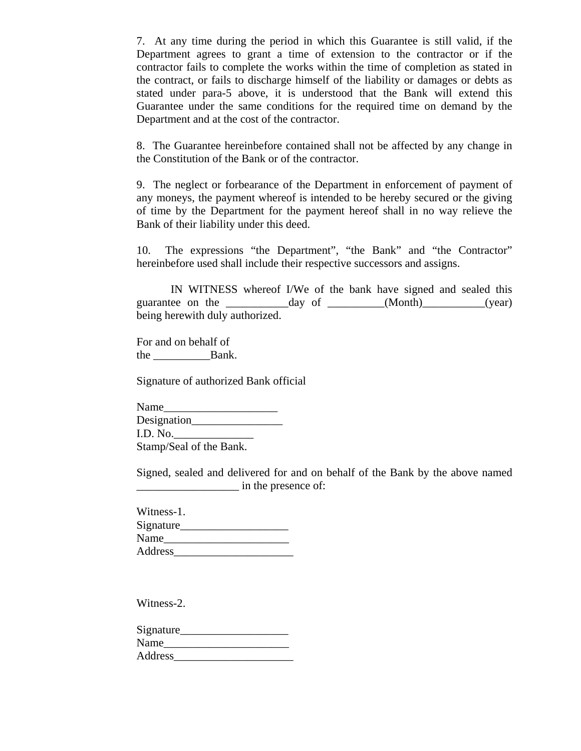7. At any time during the period in which this Guarantee is still valid, if the Department agrees to grant a time of extension to the contractor or if the contractor fails to complete the works within the time of completion as stated in the contract, or fails to discharge himself of the liability or damages or debts as stated under para-5 above, it is understood that the Bank will extend this Guarantee under the same conditions for the required time on demand by the Department and at the cost of the contractor.

8. The Guarantee hereinbefore contained shall not be affected by any change in the Constitution of the Bank or of the contractor.

9. The neglect or forbearance of the Department in enforcement of payment of any moneys, the payment whereof is intended to be hereby secured or the giving of time by the Department for the payment hereof shall in no way relieve the Bank of their liability under this deed.

10. The expressions "the Department", "the Bank" and "the Contractor" hereinbefore used shall include their respective successors and assigns.

IN WITNESS whereof I/We of the bank have signed and sealed this guarantee on the ___________day of __________(Month)___________(year) being herewith duly authorized.

For and on behalf of
the __________Bank.

Signature of authorized Bank official

Name____________________
Designation________________
I.D. No.______________
Stamp/Seal of the Bank.

Signed, sealed and delivered for and on behalf of the Bank by the above named __________________ in the presence of:

Witness-1.
Signature___________________
Name______________________
Address_____________________

Witness-2.

Signature___________________
Name______________________
Address_____________________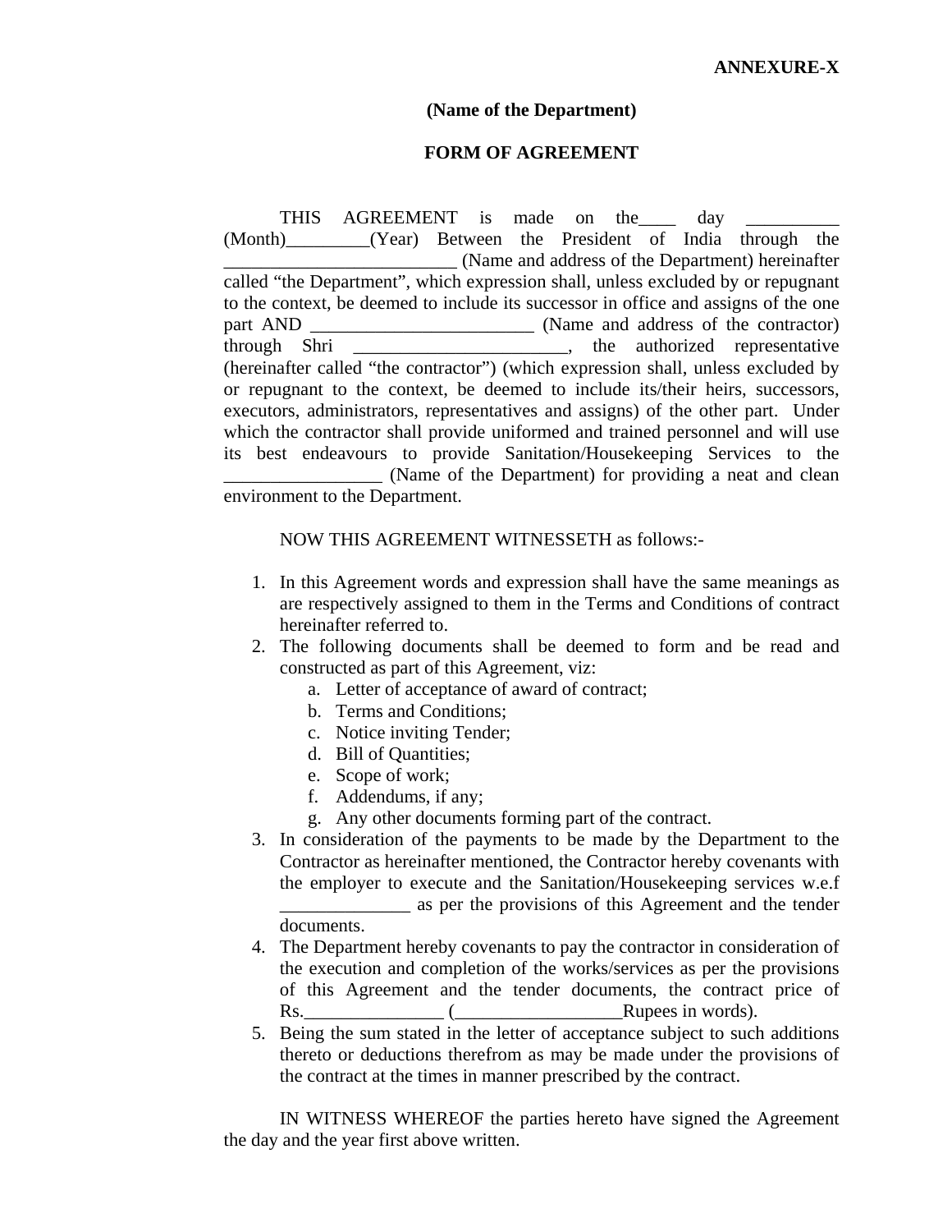**ANNEXURE-X**

**(Name of the Department)**

**FORM OF AGREEMENT**

THIS AGREEMENT is made on the____ day __________ (Month)_________(Year) Between the President of India through the _________________________ (Name and address of the Department) hereinafter called "the Department", which expression shall, unless excluded by or repugnant to the context, be deemed to include its successor in office and assigns of the one part AND ________________________ (Name and address of the contractor) through Shri _______________________, the authorized representative (hereinafter called "the contractor") (which expression shall, unless excluded by or repugnant to the context, be deemed to include its/their heirs, successors, executors, administrators, representatives and assigns) of the other part. Under which the contractor shall provide uniformed and trained personnel and will use its best endeavours to provide Sanitation/Housekeeping Services to the _________________ (Name of the Department) for providing a neat and clean environment to the Department.

NOW THIS AGREEMENT WITNESSETH as follows:-

1. In this Agreement words and expression shall have the same meanings as are respectively assigned to them in the Terms and Conditions of contract hereinafter referred to.
2. The following documents shall be deemed to form and be read and constructed as part of this Agreement, viz:
   a. Letter of acceptance of award of contract;
   b. Terms and Conditions;
   c. Notice inviting Tender;
   d. Bill of Quantities;
   e. Scope of work;
   f. Addendums, if any;
   g. Any other documents forming part of the contract.
3. In consideration of the payments to be made by the Department to the Contractor as hereinafter mentioned, the Contractor hereby covenants with the employer to execute and the Sanitation/Housekeeping services w.e.f ______________ as per the provisions of this Agreement and the tender documents.
4. The Department hereby covenants to pay the contractor in consideration of the execution and completion of the works/services as per the provisions of this Agreement and the tender documents, the contract price of Rs._______________ (__________________Rupees in words).
5. Being the sum stated in the letter of acceptance subject to such additions thereto or deductions therefrom as may be made under the provisions of the contract at the times in manner prescribed by the contract.

IN WITNESS WHEREOF the parties hereto have signed the Agreement the day and the year first above written.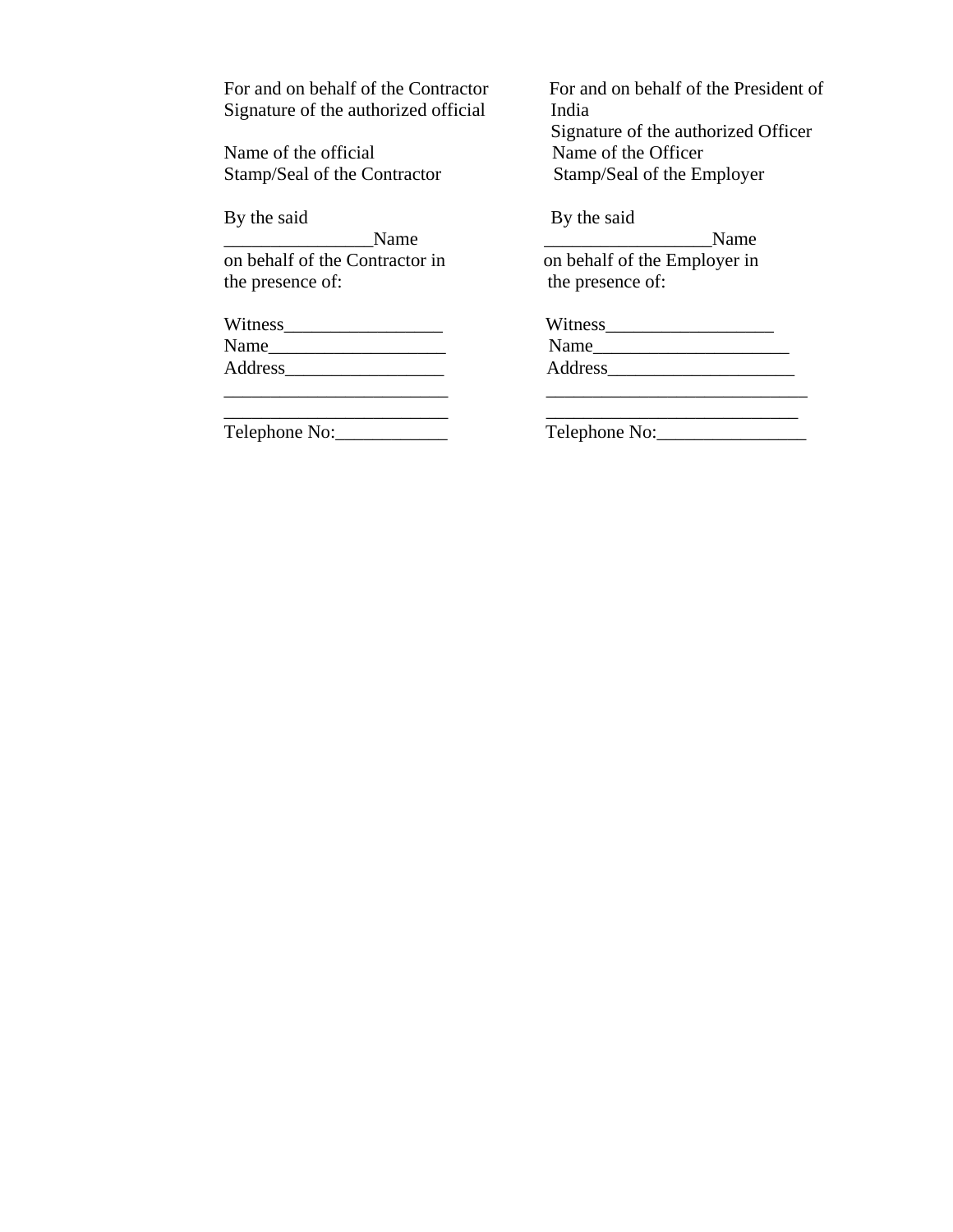For and on behalf of the Contractor
Signature of the authorized official

Name of the official
Stamp/Seal of the Contractor

By the said
________________Name
on behalf of the Contractor in
the presence of:

Witness_________________
Name___________________
Address_________________
________________________
________________________
Telephone No:____________

For and on behalf of the President of India
Signature of the authorized Officer
Name of the Officer
Stamp/Seal of the Employer

By the said
__________________Name
on behalf of the Employer in
the presence of:

Witness__________________
Name_____________________
Address____________________
____________________________
___________________________
Telephone No:________________